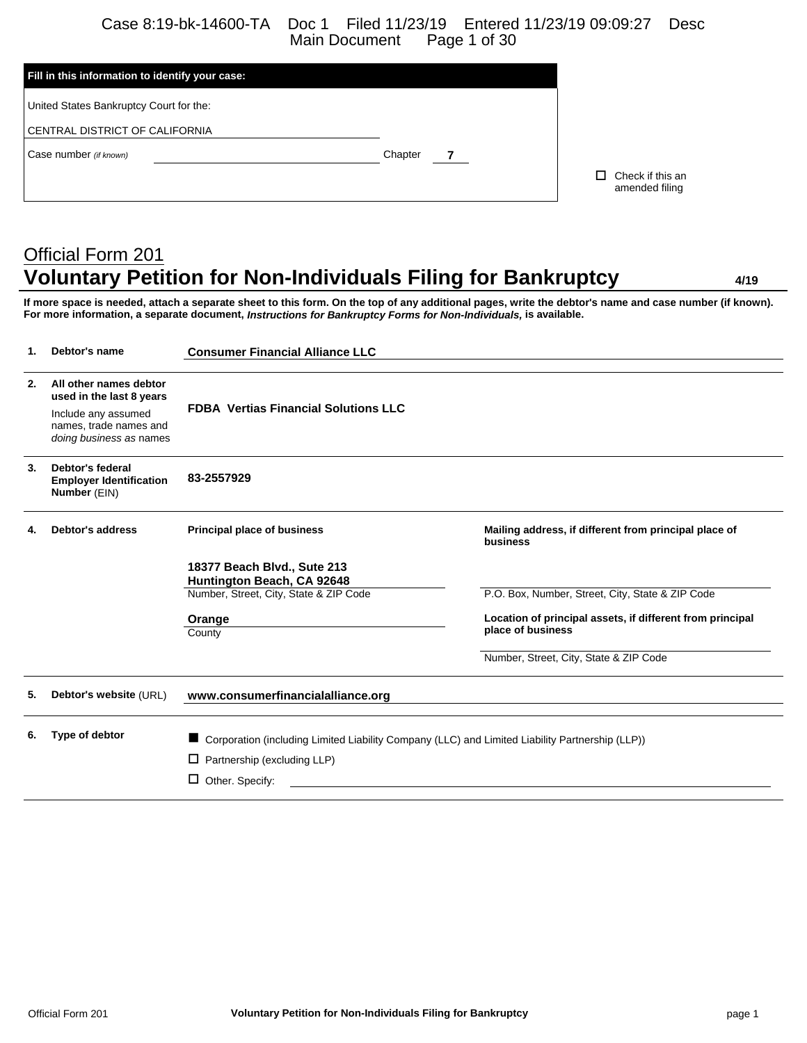| Fill in this information to identify your case: | |
|---|---|
| United States Bankruptcy Court for the: | |
| CENTRAL DISTRICT OF CALIFORNIA | |
| Case number *(if known)* | Chapter **7** |

☐ Check if this an amended filing

## Official Form 201
# Voluntary Petition for Non-Individuals Filing for Bankruptcy

**4/19**

**If more space is needed, attach a separate sheet to this form. On the top of any additional pages, write the debtor's name and case number (if known). For more information, a separate document, *Instructions for Bankruptcy Forms for Non-Individuals,* is available.**

| | | |
|---|---|---|
| **1.** | **Debtor's name** | **Consumer Financial Alliance LLC** |
| **2.** | **All other names debtor used in the last 8 years** Include any assumed names, trade names and *doing business as* names | **FDBA Vertias Financial Solutions LLC** |
| **3.** | **Debtor's federal Employer Identification Number** (EIN) | **83-2557929** |

**4. Debtor's address**

| Principal place of business | Mailing address, if different from principal place of business |
|---|---|
| **18377 Beach Blvd., Sute 213** **Huntington Beach, CA 92648** | |
| Number, Street, City, State & ZIP Code | P.O. Box, Number, Street, City, State & ZIP Code |
| **Orange** | **Location of principal assets, if different from principal place of business** |
| County | Number, Street, City, State & ZIP Code |

**5. Debtor's website** (URL) **www.consumerfinancialalliance.org**

**6. Type of debtor**

■ Corporation (including Limited Liability Company (LLC) and Limited Liability Partnership (LLP))

☐ Partnership (excluding LLP)

☐ Other. Specify: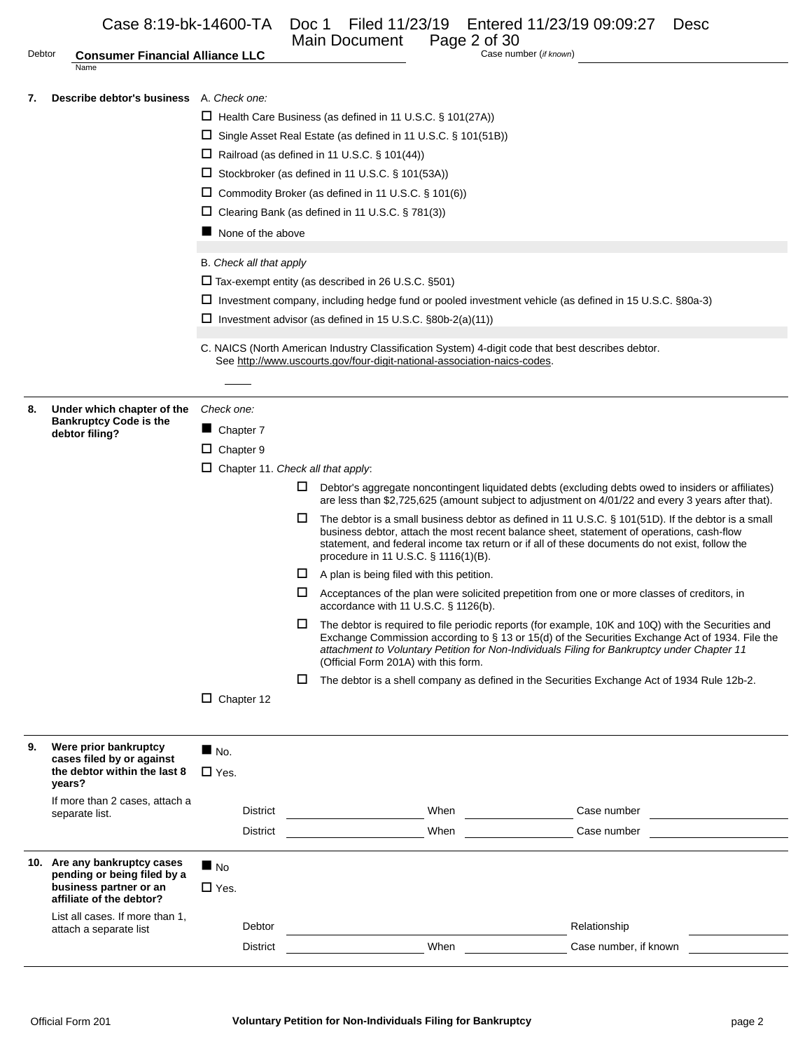Debtor **Consumer Financial Alliance LLC** Case number (*if known*)

Name

**7. Describe debtor's business**

A. *Check one:*

☐ Health Care Business (as defined in 11 U.S.C. § 101(27A))

☐ Single Asset Real Estate (as defined in 11 U.S.C. § 101(51B))

☐ Railroad (as defined in 11 U.S.C. § 101(44))

☐ Stockbroker (as defined in 11 U.S.C. § 101(53A))

☐ Commodity Broker (as defined in 11 U.S.C. § 101(6))

☐ Clearing Bank (as defined in 11 U.S.C. § 781(3))

■ None of the above

B. *Check all that apply*

☐ Tax-exempt entity (as described in 26 U.S.C. §501)

☐ Investment company, including hedge fund or pooled investment vehicle (as defined in 15 U.S.C. §80a-3)

☐ Investment advisor (as defined in 15 U.S.C. §80b-2(a)(11))

C. NAICS (North American Industry Classification System) 4-digit code that best describes debtor. See http://www.uscourts.gov/four-digit-national-association-naics-codes.

____

**8. Under which chapter of the Bankruptcy Code is the debtor filing?**

*Check one:*

■ Chapter 7

☐ Chapter 9

☐ Chapter 11. *Check all that apply*:

- ☐ Debtor's aggregate noncontingent liquidated debts (excluding debts owed to insiders or affiliates) are less than $2,725,625 (amount subject to adjustment on 4/01/22 and every 3 years after that).
- ☐ The debtor is a small business debtor as defined in 11 U.S.C. § 101(51D). If the debtor is a small business debtor, attach the most recent balance sheet, statement of operations, cash-flow statement, and federal income tax return or if all of these documents do not exist, follow the procedure in 11 U.S.C. § 1116(1)(B).
- ☐ A plan is being filed with this petition.
- ☐ Acceptances of the plan were solicited prepetition from one or more classes of creditors, in accordance with 11 U.S.C. § 1126(b).
- ☐ The debtor is required to file periodic reports (for example, 10K and 10Q) with the Securities and Exchange Commission according to § 13 or 15(d) of the Securities Exchange Act of 1934. File the *attachment to Voluntary Petition for Non-Individuals Filing for Bankruptcy under Chapter 11* (Official Form 201A) with this form.
- ☐ The debtor is a shell company as defined in the Securities Exchange Act of 1934 Rule 12b-2.

☐ Chapter 12

**9. Were prior bankruptcy cases filed by or against the debtor within the last 8 years?**

If more than 2 cases, attach a separate list.

■ No.

☐ Yes.

| District | | When | | Case number | |
|---|---|---|---|---|---|
| District | | When | | Case number | |

**10. Are any bankruptcy cases pending or being filed by a business partner or an affiliate of the debtor?**

List all cases. If more than 1, attach a separate list

■ No

☐ Yes.

| Debtor | | | | Relationship | |
|---|---|---|---|---|---|
| District | | When | | Case number, if known | |

Official Form 201 **Voluntary Petition for Non-Individuals Filing for Bankruptcy**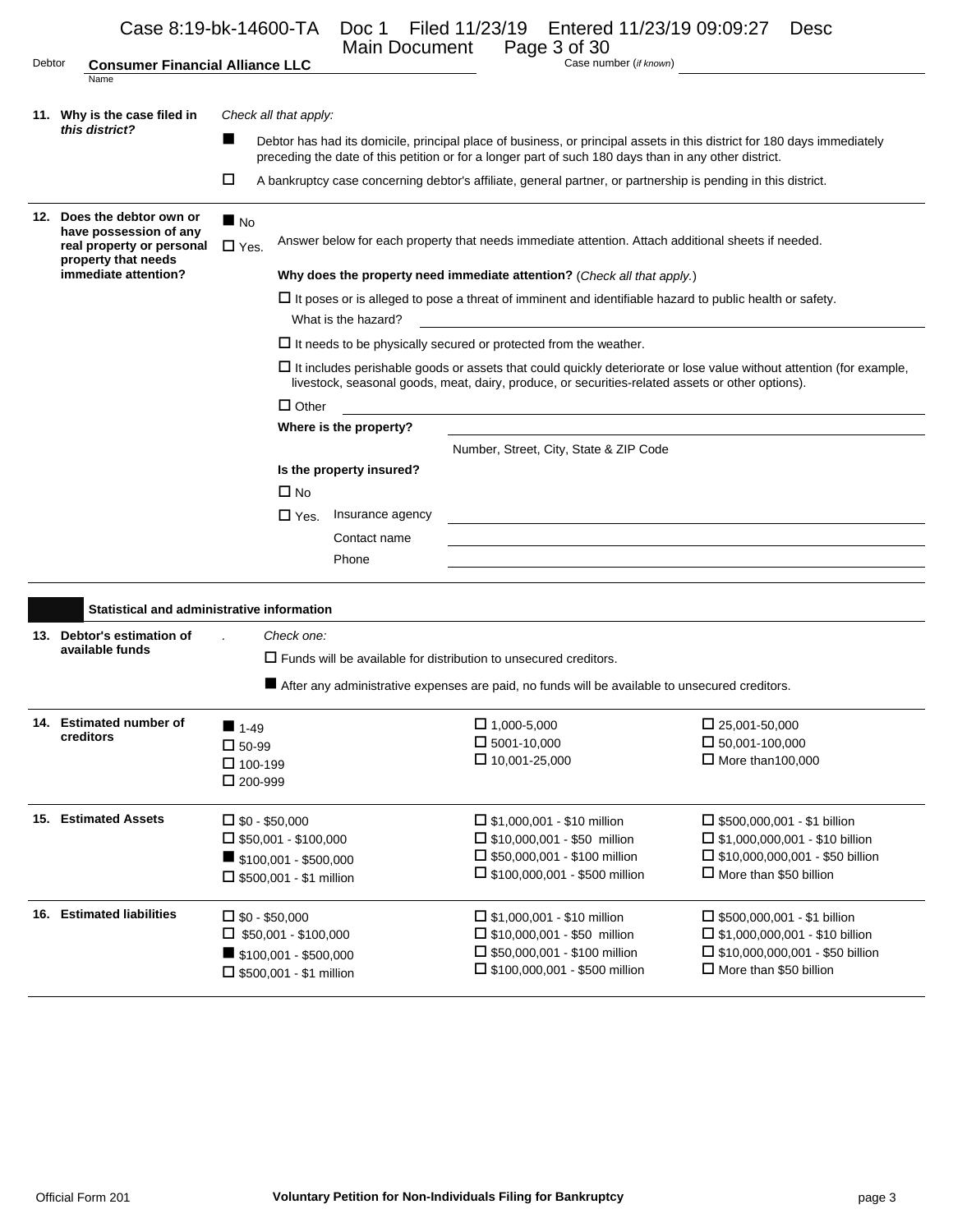Debtor **Consumer Financial Alliance LLC** Case number (*if known*)

**11. Why is the case filed in *this district?***

*Check all that apply:*

- ■ Debtor has had its domicile, principal place of business, or principal assets in this district for 180 days immediately preceding the date of this petition or for a longer part of such 180 days than in any other district.
- ☐ A bankruptcy case concerning debtor's affiliate, general partner, or partnership is pending in this district.

**12. Does the debtor own or have possession of any real property or personal property that needs immediate attention?**

- ■ No
- ☐ Yes. Answer below for each property that needs immediate attention. Attach additional sheets if needed.

**Why does the property need immediate attention?** (*Check all that apply.*)

- ☐ It poses or is alleged to pose a threat of imminent and identifiable hazard to public health or safety.
  What is the hazard?
- ☐ It needs to be physically secured or protected from the weather.
- ☐ It includes perishable goods or assets that could quickly deteriorate or lose value without attention (for example, livestock, seasonal goods, meat, dairy, produce, or securities-related assets or other options).
- ☐ Other

**Where is the property?**

Number, Street, City, State & ZIP Code

**Is the property insured?**

- ☐ No
- ☐ Yes. Insurance agency
  Contact name
  Phone

## Statistical and administrative information

**13. Debtor's estimation of available funds**

*Check one:*

- ☐ Funds will be available for distribution to unsecured creditors.
- ■ After any administrative expenses are paid, no funds will be available to unsecured creditors.

**14. Estimated number of creditors**

| | | |
|---|---|---|
| ■ 1-49 | ☐ 1,000-5,000 | ☐ 25,001-50,000 |
| ☐ 50-99 | ☐ 5001-10,000 | ☐ 50,001-100,000 |
| ☐ 100-199 | ☐ 10,001-25,000 | ☐ More than100,000 |
| ☐ 200-999 | | |

**15. Estimated Assets**

| | | |
|---|---|---|
| ☐ $0 - $50,000 | ☐ $1,000,001 - $10 million | ☐ $500,000,001 - $1 billion |
| ☐ $50,001 - $100,000 | ☐ $10,000,001 - $50 million | ☐ $1,000,000,001 - $10 billion |
| ■ $100,001 - $500,000 | ☐ $50,000,001 - $100 million | ☐ $10,000,000,001 - $50 billion |
| ☐ $500,001 - $1 million | ☐ $100,000,001 - $500 million | ☐ More than $50 billion |

**16. Estimated liabilities**

| | | |
|---|---|---|
| ☐ $0 - $50,000 | ☐ $1,000,001 - $10 million | ☐ $500,000,001 - $1 billion |
| ☐ $50,001 - $100,000 | ☐ $10,000,001 - $50 million | ☐ $1,000,000,001 - $10 billion |
| ■ $100,001 - $500,000 | ☐ $50,000,001 - $100 million | ☐ $10,000,000,001 - $50 billion |
| ☐ $500,001 - $1 million | ☐ $100,000,001 - $500 million | ☐ More than $50 billion |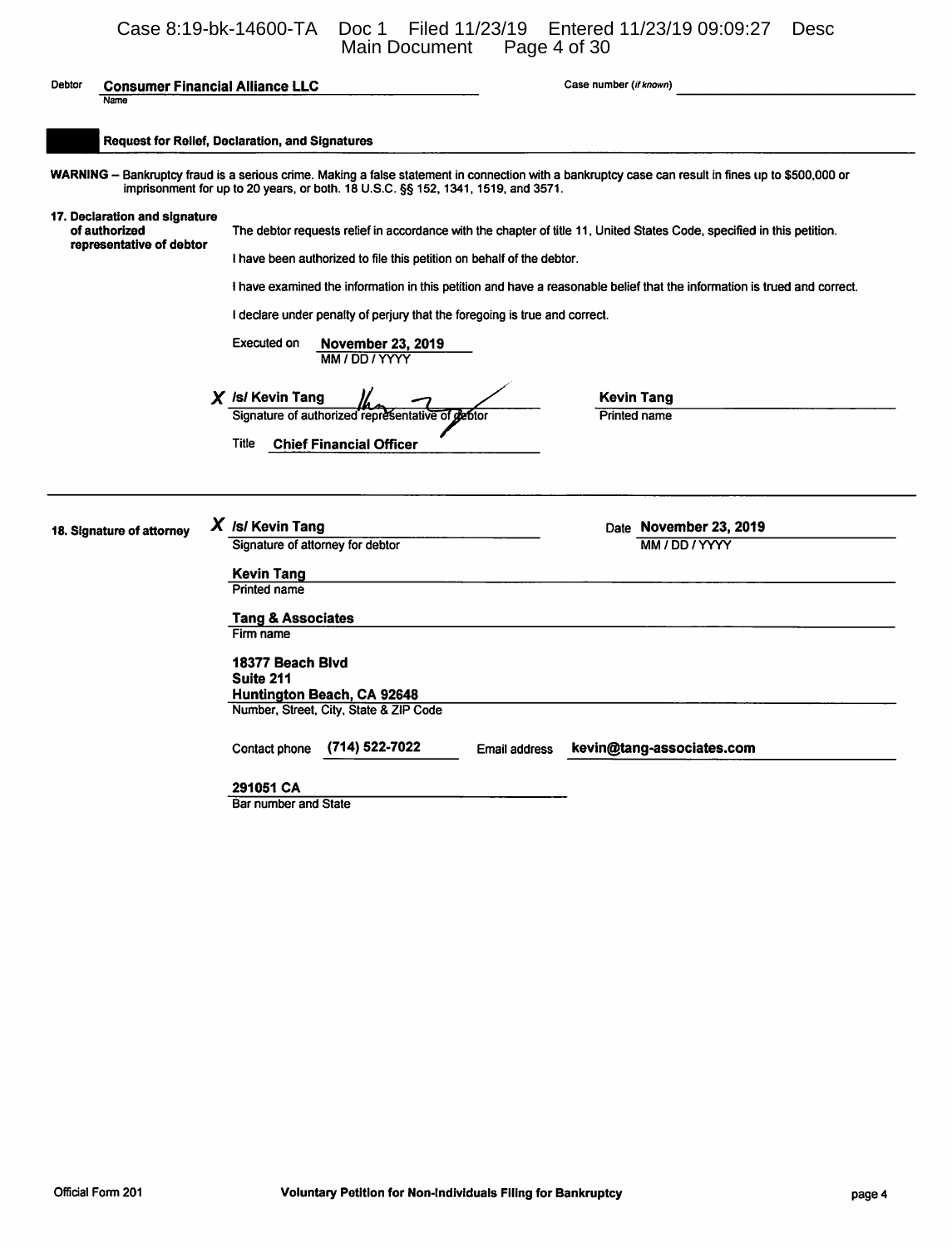Debtor **Consumer Financial Alliance LLC**
Name

Case number (*if known*)

## Request for Relief, Declaration, and Signatures

**WARNING** – Bankruptcy fraud is a serious crime. Making a false statement in connection with a bankruptcy case can result in fines up to $500,000 or imprisonment for up to 20 years, or both. 18 U.S.C. §§ 152, 1341, 1519, and 3571.

**17. Declaration and signature of authorized representative of debtor**

The debtor requests relief in accordance with the chapter of title 11, United States Code, specified in this petition.

I have been authorized to file this petition on behalf of the debtor.

I have examined the information in this petition and have a reasonable belief that the information is trued and correct.

I declare under penalty of perjury that the foregoing is true and correct.

Executed on **November 23, 2019**
MM / DD / YYYY

**X /s/ Kevin Tang**
Signature of authorized representative of debtor

**Kevin Tang**
Printed name

Title **Chief Financial Officer**

---

**18. Signature of attorney**

**X /s/ Kevin Tang**
Signature of attorney for debtor

Date **November 23, 2019**
MM / DD / YYYY

**Kevin Tang**
Printed name

**Tang & Associates**
Firm name

**18377 Beach Blvd**
**Suite 211**
**Huntington Beach, CA 92648**
Number, Street, City, State & ZIP Code

Contact phone **(714) 522-7022** Email address **kevin@tang-associates.com**

**291051 CA**
Bar number and State

Official Form 201 **Voluntary Petition for Non-Individuals Filing for Bankruptcy**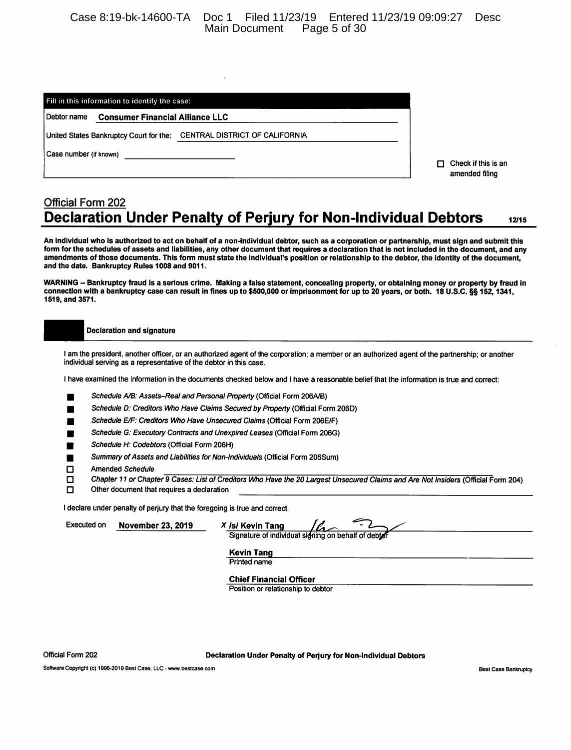| Fill in this information to identify the case: |
| --- |
| Debtor name **Consumer Financial Alliance LLC** |
| United States Bankruptcy Court for the: CENTRAL DISTRICT OF CALIFORNIA |
| Case number (if known) |

☐ Check if this is an amended filing

Official Form 202

# Declaration Under Penalty of Perjury for Non-Individual Debtors

12/15

**An individual who is authorized to act on behalf of a non-individual debtor, such as a corporation or partnership, must sign and submit this form for the schedules of assets and liabilities, any other document that requires a declaration that is not included in the document, and any amendments of those documents. This form must state the individual's position or relationship to the debtor, the identity of the document, and the date. Bankruptcy Rules 1008 and 9011.**

**WARNING -- Bankruptcy fraud is a serious crime. Making a false statement, concealing property, or obtaining money or property by fraud in connection with a bankruptcy case can result in fines up to $500,000 or imprisonment for up to 20 years, or both. 18 U.S.C. §§ 152, 1341, 1519, and 3571.**

## Declaration and signature

I am the president, another officer, or an authorized agent of the corporation; a member or an authorized agent of the partnership; or another individual serving as a representative of the debtor in this case.

I have examined the information in the documents checked below and I have a reasonable belief that the information is true and correct:

- ■ *Schedule A/B: Assets–Real and Personal Property* (Official Form 206A/B)
- ■ *Schedule D: Creditors Who Have Claims Secured by Property* (Official Form 206D)
- ■ *Schedule E/F: Creditors Who Have Unsecured Claims* (Official Form 206E/F)
- ■ *Schedule G: Executory Contracts and Unexpired Leases* (Official Form 206G)
- ■ *Schedule H: Codebtors* (Official Form 206H)
- ■ *Summary of Assets and Liabilities for Non-Individuals* (Official Form 206Sum)
- ☐ Amended *Schedule*
- ☐ *Chapter 11 or Chapter 9 Cases: List of Creditors Who Have the 20 Largest Unsecured Claims and Are Not Insiders* (Official Form 204)
- ☐ Other document that requires a declaration

I declare under penalty of perjury that the foregoing is true and correct.

Executed on **November 23, 2019**

X **/s/ Kevin Tang**
Signature of individual signing on behalf of debtor

**Kevin Tang**
Printed name

**Chief Financial Officer**
Position or relationship to debtor

Official Form 202 — Declaration Under Penalty of Perjury for Non-Individual Debtors

Software Copyright (c) 1996-2019 Best Case, LLC - www.bestcase.com — Best Case Bankruptcy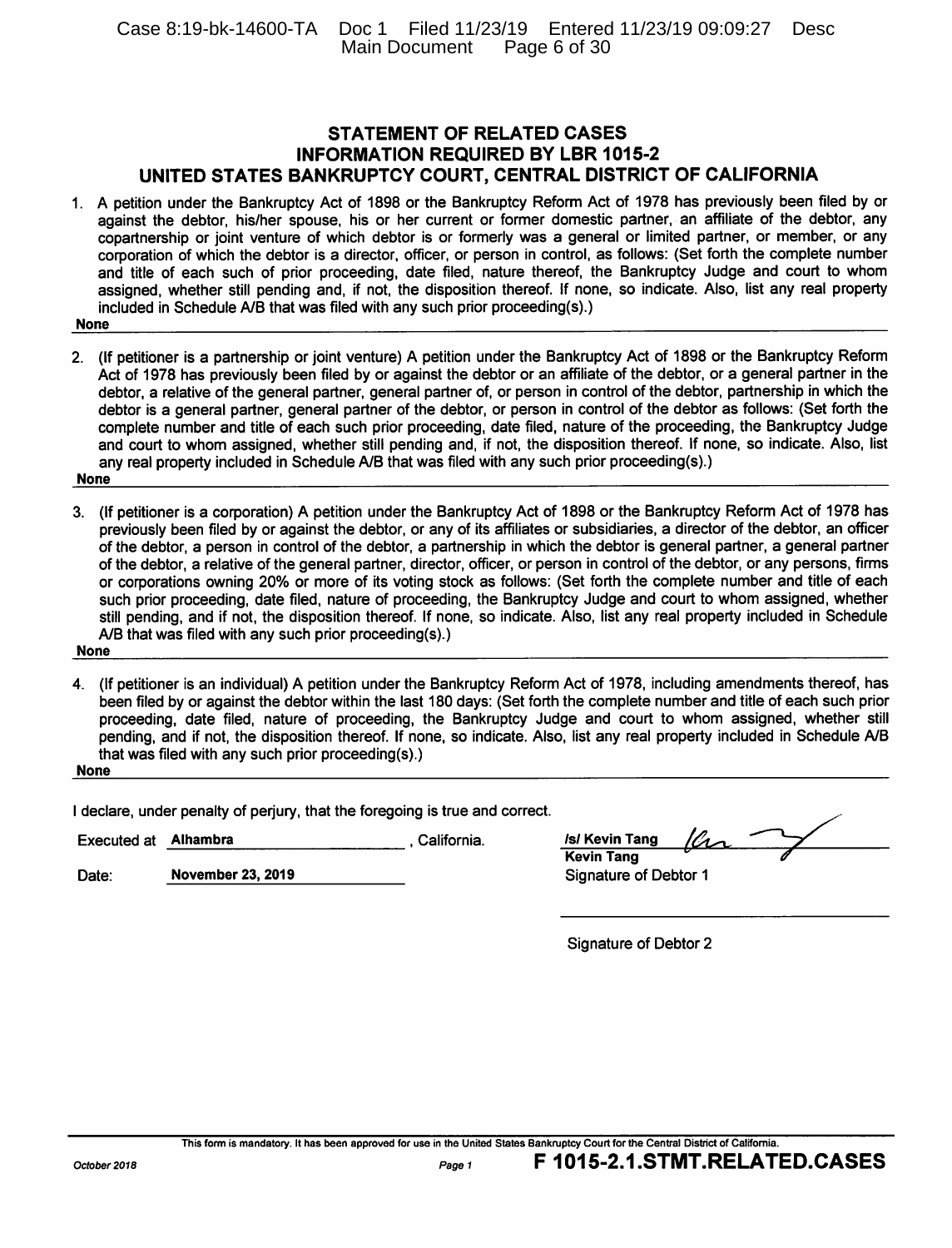## STATEMENT OF RELATED CASES
## INFORMATION REQUIRED BY LBR 1015-2
## UNITED STATES BANKRUPTCY COURT, CENTRAL DISTRICT OF CALIFORNIA

1. A petition under the Bankruptcy Act of 1898 or the Bankruptcy Reform Act of 1978 has previously been filed by or against the debtor, his/her spouse, his or her current or former domestic partner, an affiliate of the debtor, any copartnership or joint venture of which debtor is or formerly was a general or limited partner, or member, or any corporation of which the debtor is a director, officer, or person in control, as follows: (Set forth the complete number and title of each such of prior proceeding, date filed, nature thereof, the Bankruptcy Judge and court to whom assigned, whether still pending and, if not, the disposition thereof. If none, so indicate. Also, list any real property included in Schedule A/B that was filed with any such prior proceeding(s).)

**None**

2. (If petitioner is a partnership or joint venture) A petition under the Bankruptcy Act of 1898 or the Bankruptcy Reform Act of 1978 has previously been filed by or against the debtor or an affiliate of the debtor, or a general partner in the debtor, a relative of the general partner, general partner of, or person in control of the debtor, partnership in which the debtor is a general partner, general partner of the debtor, or person in control of the debtor as follows: (Set forth the complete number and title of each such prior proceeding, date filed, nature of the proceeding, the Bankruptcy Judge and court to whom assigned, whether still pending and, if not, the disposition thereof. If none, so indicate. Also, list any real property included in Schedule A/B that was filed with any such prior proceeding(s).)

**None**

3. (If petitioner is a corporation) A petition under the Bankruptcy Act of 1898 or the Bankruptcy Reform Act of 1978 has previously been filed by or against the debtor, or any of its affiliates or subsidiaries, a director of the debtor, an officer of the debtor, a person in control of the debtor, a partnership in which the debtor is general partner, a general partner of the debtor, a relative of the general partner, director, officer, or person in control of the debtor, or any persons, firms or corporations owning 20% or more of its voting stock as follows: (Set forth the complete number and title of each such prior proceeding, date filed, nature of proceeding, the Bankruptcy Judge and court to whom assigned, whether still pending, and if not, the disposition thereof. If none, so indicate. Also, list any real property included in Schedule A/B that was filed with any such prior proceeding(s).)

**None**

4. (If petitioner is an individual) A petition under the Bankruptcy Reform Act of 1978, including amendments thereof, has been filed by or against the debtor within the last 180 days: (Set forth the complete number and title of each such prior proceeding, date filed, nature of proceeding, the Bankruptcy Judge and court to whom assigned, whether still pending, and if not, the disposition thereof. If none, so indicate. Also, list any real property included in Schedule A/B that was filed with any such prior proceeding(s).)

**None**

I declare, under penalty of perjury, that the foregoing is true and correct.

Executed at **Alhambra**, California.

Date: **November 23, 2019**

**/s/ Kevin Tang**
**Kevin Tang**
Signature of Debtor 1

Signature of Debtor 2

This form is mandatory. It has been approved for use in the United States Bankruptcy Court for the Central District of California.

October 2018 — **F 1015-2.1.STMT.RELATED.CASES**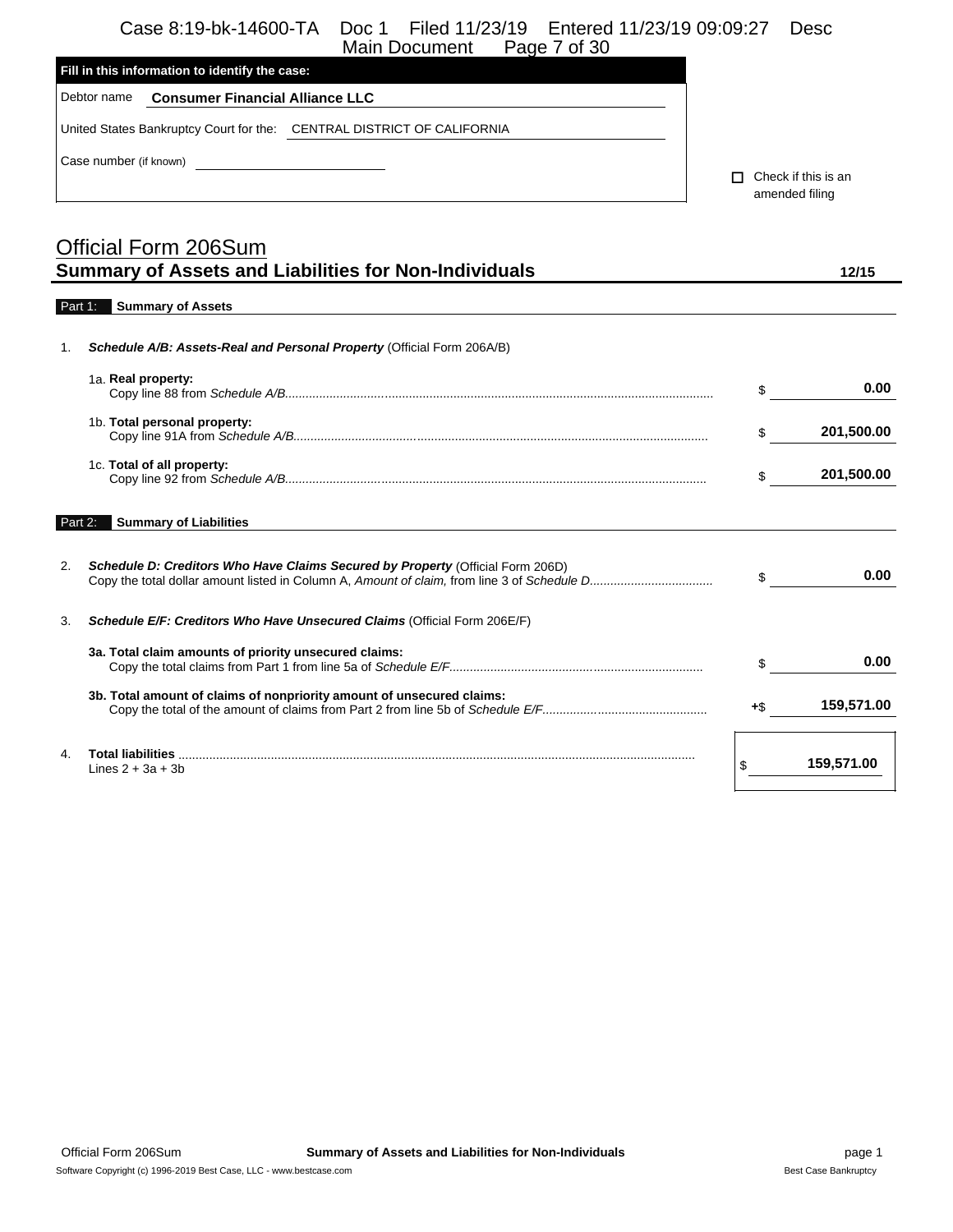**Fill in this information to identify the case:**

Debtor name **Consumer Financial Alliance LLC**

United States Bankruptcy Court for the: CENTRAL DISTRICT OF CALIFORNIA

Case number (if known)

☐ Check if this is an amended filing

# Official Form 206Sum
## Summary of Assets and Liabilities for Non-Individuals

12/15

### Part 1: Summary of Assets

1. ***Schedule A/B: Assets-Real and Personal Property*** (Official Form 206A/B)

| | | |
|---|---|---|
| 1a. **Real property:** Copy line 88 from *Schedule A/B* | $ | **0.00** |
| 1b. **Total personal property:** Copy line 91A from *Schedule A/B* | $ | **201,500.00** |
| 1c. **Total of all property:** Copy line 92 from *Schedule A/B* | $ | **201,500.00** |

### Part 2: Summary of Liabilities

| | | |
|---|---|---|
| 2. ***Schedule D: Creditors Who Have Claims Secured by Property*** (Official Form 206D) Copy the total dollar amount listed in Column A, *Amount of claim,* from line 3 of *Schedule D* | $ | **0.00** |

3. ***Schedule E/F: Creditors Who Have Unsecured Claims*** (Official Form 206E/F)

| | | |
|---|---|---|
| **3a. Total claim amounts of priority unsecured claims:** Copy the total claims from Part 1 from line 5a of *Schedule E/F* | $ | **0.00** |
| **3b. Total amount of claims of nonpriority amount of unsecured claims:** Copy the total of the amount of claims from Part 2 from line 5b of *Schedule E/F* | +$ | **159,571.00** |

| | | |
|---|---|---|
| 4. **Total liabilities** Lines 2 + 3a + 3b | $ | **159,571.00** |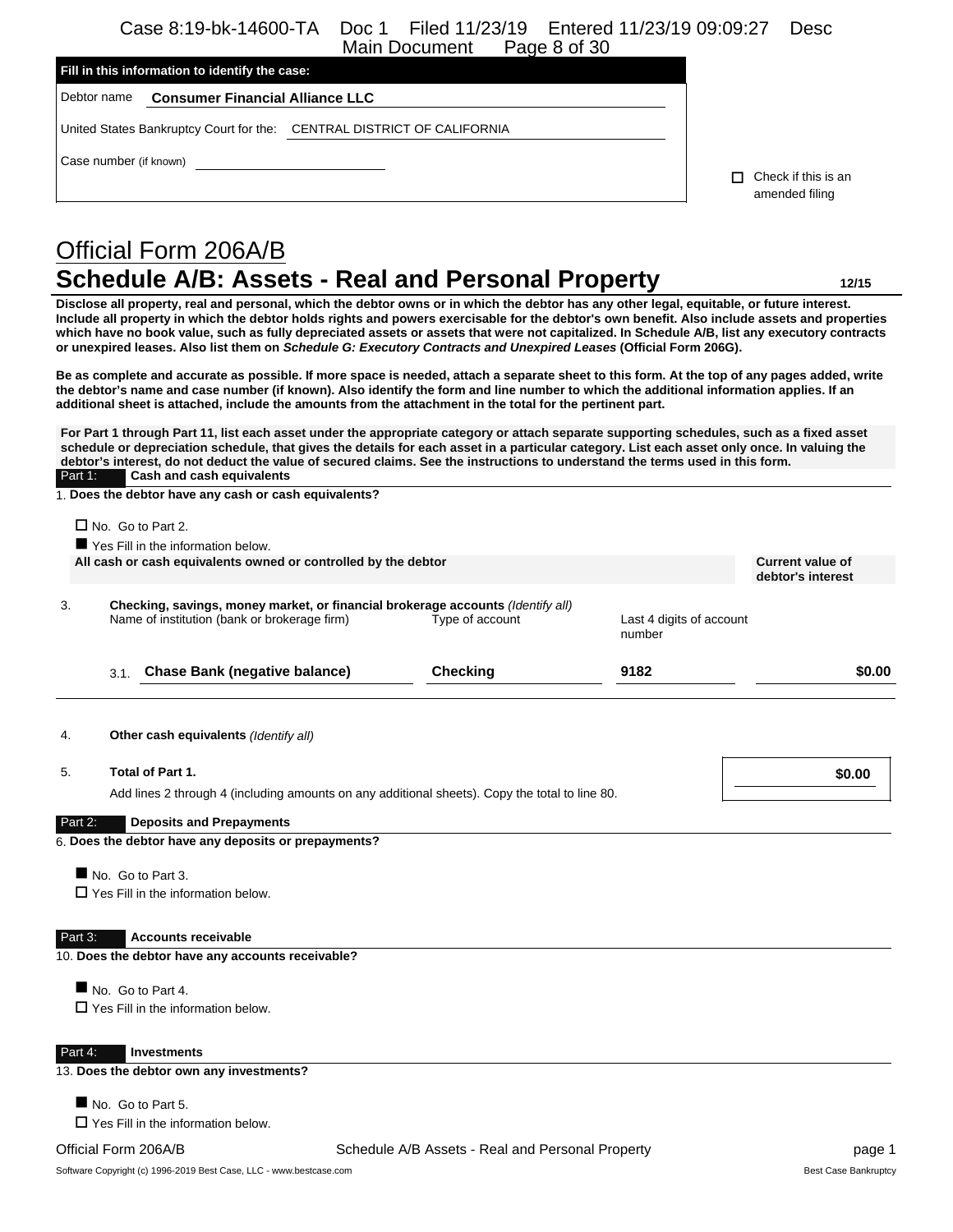**Fill in this information to identify the case:**

Debtor name **Consumer Financial Alliance LLC**

United States Bankruptcy Court for the: CENTRAL DISTRICT OF CALIFORNIA

Case number (if known)

☐ Check if this is an amended filing

# Official Form 206A/B

## Schedule A/B: Assets - Real and Personal Property

**12/15**

**Disclose all property, real and personal, which the debtor owns or in which the debtor has any other legal, equitable, or future interest. Include all property in which the debtor holds rights and powers exercisable for the debtor's own benefit. Also include assets and properties which have no book value, such as fully depreciated assets or assets that were not capitalized. In Schedule A/B, list any executory contracts or unexpired leases. Also list them on *Schedule G: Executory Contracts and Unexpired Leases* (Official Form 206G).**

**Be as complete and accurate as possible. If more space is needed, attach a separate sheet to this form. At the top of any pages added, write the debtor's name and case number (if known). Also identify the form and line number to which the additional information applies. If an additional sheet is attached, include the amounts from the attachment in the total for the pertinent part.**

**For Part 1 through Part 11, list each asset under the appropriate category or attach separate supporting schedules, such as a fixed asset schedule or depreciation schedule, that gives the details for each asset in a particular category. List each asset only once. In valuing the debtor's interest, do not deduct the value of secured claims. See the instructions to understand the terms used in this form.**

### Part 1: Cash and cash equivalents

1. **Does the debtor have any cash or cash equivalents?**

☐ No. Go to Part 2.

■ Yes Fill in the information below.

**All cash or cash equivalents owned or controlled by the debtor** — **Current value of debtor's interest**

3. **Checking, savings, money market, or financial brokerage accounts** *(Identify all)*

| | Name of institution (bank or brokerage firm) | Type of account | Last 4 digits of account number | Current value of debtor's interest |
|---|---|---|---|---|
| 3.1. | **Chase Bank (negative balance)** | **Checking** | **9182** | **$0.00** |

4. **Other cash equivalents** *(Identify all)*

5. **Total of Part 1.** **$0.00**

Add lines 2 through 4 (including amounts on any additional sheets). Copy the total to line 80.

### Part 2: Deposits and Prepayments

6. **Does the debtor have any deposits or prepayments?**

■ No. Go to Part 3.

☐ Yes Fill in the information below.

### Part 3: Accounts receivable

10. **Does the debtor have any accounts receivable?**

■ No. Go to Part 4.

☐ Yes Fill in the information below.

### Part 4: Investments

13. **Does the debtor own any investments?**

■ No. Go to Part 5.

☐ Yes Fill in the information below.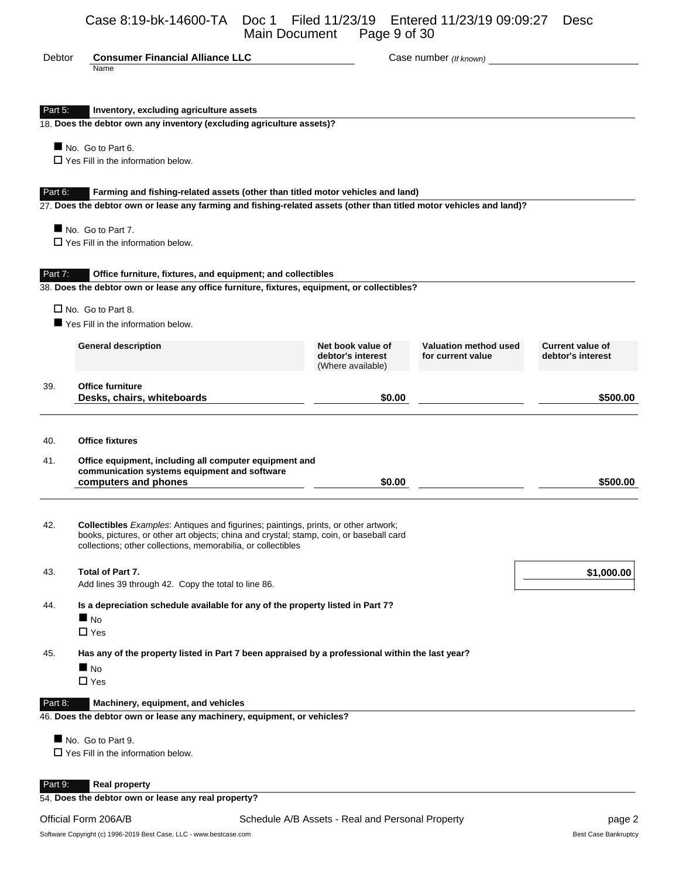Debtor **Consumer Financial Alliance LLC** Case number *(If known)*
Name

### Part 5: Inventory, excluding agriculture assets

18. **Does the debtor own any inventory (excluding agriculture assets)?**

■ No. Go to Part 6.
☐ Yes Fill in the information below.

### Part 6: Farming and fishing-related assets (other than titled motor vehicles and land)

27. **Does the debtor own or lease any farming and fishing-related assets (other than titled motor vehicles and land)?**

■ No. Go to Part 7.
☐ Yes Fill in the information below.

### Part 7: Office furniture, fixtures, and equipment; and collectibles

38. **Does the debtor own or lease any office furniture, fixtures, equipment, or collectibles?**

☐ No. Go to Part 8.
■ Yes Fill in the information below.

| | General description | Net book value of debtor's interest (Where available) | Valuation method used for current value | Current value of debtor's interest |
|---|---|---|---|---|
| 39. | **Office furniture**<br>**Desks, chairs, whiteboards** | **$0.00** | | **$500.00** |
| 40. | **Office fixtures** | | | |
| 41. | **Office equipment, including all computer equipment and communication systems equipment and software**<br>**computers and phones** | **$0.00** | | **$500.00** |
| 42. | **Collectibles** *Examples*: Antiques and figurines; paintings, prints, or other artwork; books, pictures, or other art objects; china and crystal; stamp, coin, or baseball card collections; other collections, memorabilia, or collectibles | | | |

43. **Total of Part 7.**
Add lines 39 through 42. Copy the total to line 86. **$1,000.00**

44. **Is a depreciation schedule available for any of the property listed in Part 7?**
■ No
☐ Yes

45. **Has any of the property listed in Part 7 been appraised by a professional within the last year?**
■ No
☐ Yes

### Part 8: Machinery, equipment, and vehicles

46. **Does the debtor own or lease any machinery, equipment, or vehicles?**

■ No. Go to Part 9.
☐ Yes Fill in the information below.

### Part 9: Real property

54. **Does the debtor own or lease any real property?**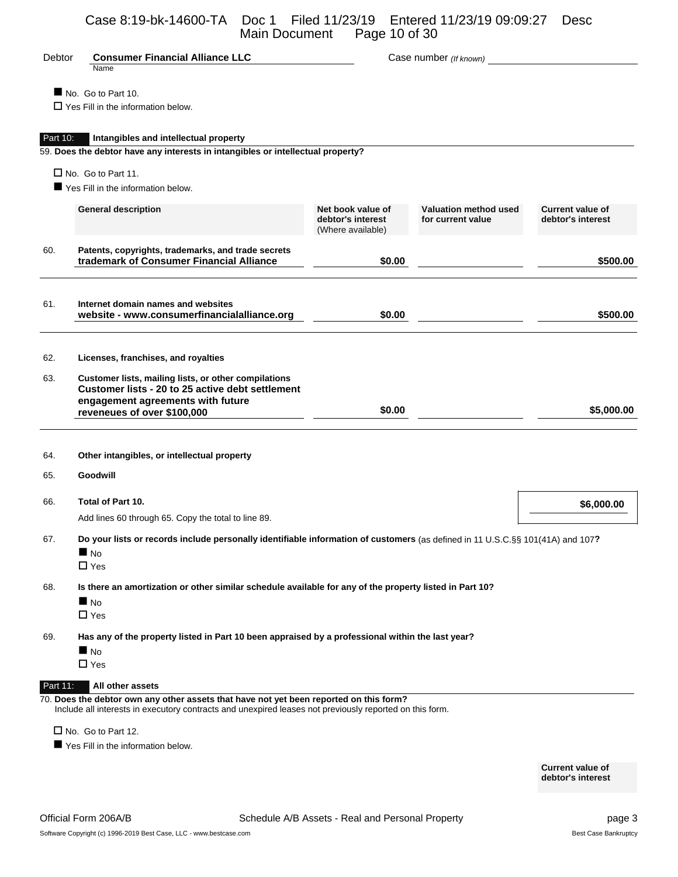Debtor **Consumer Financial Alliance LLC** Case number *(If known)*

■ No. Go to Part 10.
☐ Yes Fill in the information below.

## Part 10: Intangibles and intellectual property

**59. Does the debtor have any interests in intangibles or intellectual property?**

☐ No. Go to Part 11.
■ Yes Fill in the information below.

| | General description | Net book value of debtor's interest (Where available) | Valuation method used for current value | Current value of debtor's interest |
|---|---|---|---|---|
| 60. | **Patents, copyrights, trademarks, and trade secrets** **trademark of Consumer Financial Alliance** | $0.00 | | $500.00 |
| 61. | **Internet domain names and websites** **website - www.consumerfinancialalliance.org** | $0.00 | | $500.00 |
| 62. | **Licenses, franchises, and royalties** | | | |
| 63. | **Customer lists, mailing lists, or other compilations** **Customer lists - 20 to 25 active debt settlement engagement agreements with future reveneues of over $100,000** | $0.00 | | $5,000.00 |
| 64. | **Other intangibles, or intellectual property** | | | |
| 65. | **Goodwill** | | | |

66. **Total of Part 10.**
Add lines 60 through 65. Copy the total to line 89. **$6,000.00**

67. **Do your lists or records include personally identifiable information of customers** (as defined in 11 U.S.C.§§ 101(41A) and 107**?**
■ No
☐ Yes

68. **Is there an amortization or other similar schedule available for any of the property listed in Part 10?**
■ No
☐ Yes

69. **Has any of the property listed in Part 10 been appraised by a professional within the last year?**
■ No
☐ Yes

## Part 11: All other assets

**70. Does the debtor own any other assets that have not yet been reported on this form?**
Include all interests in executory contracts and unexpired leases not previously reported on this form.

☐ No. Go to Part 12.
■ Yes Fill in the information below.

**Current value of debtor's interest**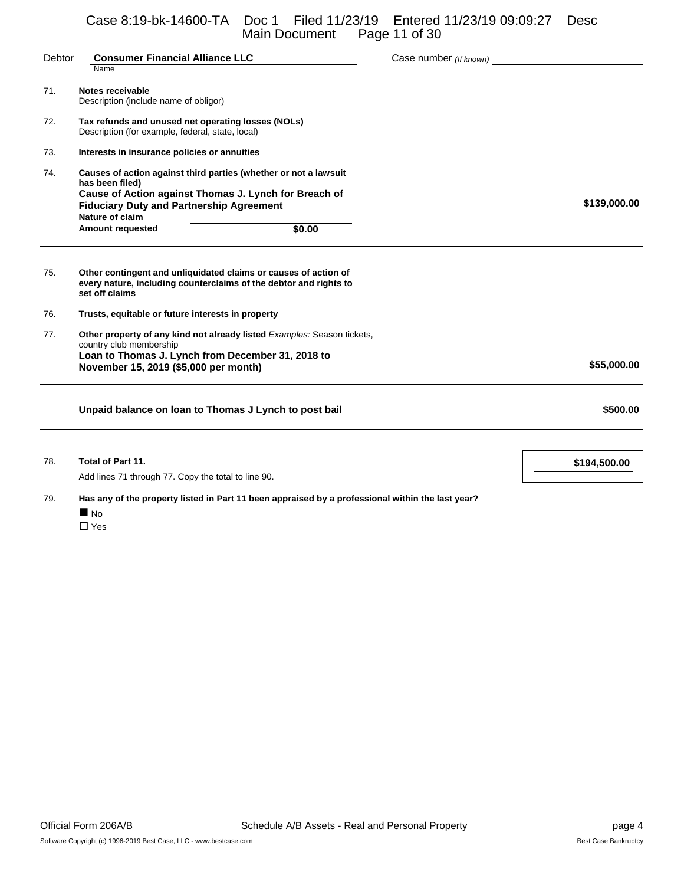Debtor **Consumer Financial Alliance LLC** Case number *(If known)*

Name

71. **Notes receivable**
    Description (include name of obligor)

72. **Tax refunds and unused net operating losses (NOLs)**
    Description (for example, federal, state, local)

73. **Interests in insurance policies or annuities**

74. **Causes of action against third parties (whether or not a lawsuit has been filed)**

| | |
|---|---|
| **Cause of Action against Thomas J. Lynch for Breach of Fiduciary Duty and Partnership Agreement** | **$139,000.00** |
| **Nature of claim** | |
| **Amount requested** **$0.00** | |

75. **Other contingent and unliquidated claims or causes of action of every nature, including counterclaims of the debtor and rights to set off claims**

76. **Trusts, equitable or future interests in property**

77. **Other property of any kind not already listed** *Examples:* Season tickets, country club membership

| | |
|---|---|
| **Loan to Thomas J. Lynch from December 31, 2018 to November 15, 2019 ($5,000 per month)** | **$55,000.00** |
| **Unpaid balance on loan to Thomas J Lynch to post bail** | **$500.00** |

78. **Total of Part 11.** **$194,500.00**
    Add lines 71 through 77. Copy the total to line 90.

79. **Has any of the property listed in Part 11 been appraised by a professional within the last year?**
    - ■ No
    - ☐ Yes

Official Form 206A/B Schedule A/B Assets - Real and Personal Property page 4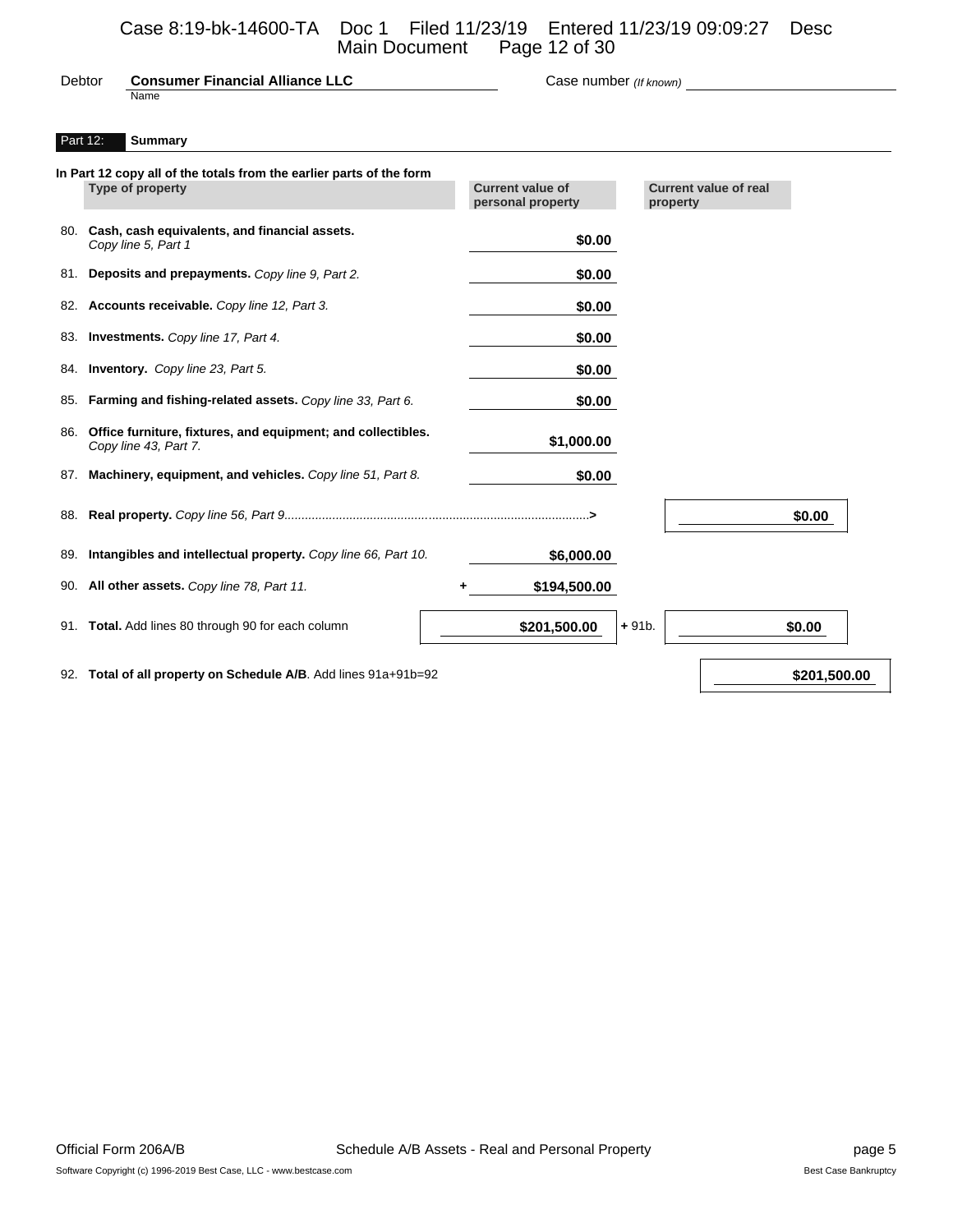Debtor **Consumer Financial Alliance LLC** Case number *(If known)*

## Part 12: Summary

**In Part 12 copy all of the totals from the earlier parts of the form**

| | Type of property | Current value of personal property | Current value of real property |
|---|---|---|---|
| 80. | **Cash, cash equivalents, and financial assets.** *Copy line 5, Part 1* | **$0.00** | |
| 81. | **Deposits and prepayments.** *Copy line 9, Part 2.* | **$0.00** | |
| 82. | **Accounts receivable.** *Copy line 12, Part 3.* | **$0.00** | |
| 83. | **Investments.** *Copy line 17, Part 4.* | **$0.00** | |
| 84. | **Inventory.** *Copy line 23, Part 5.* | **$0.00** | |
| 85. | **Farming and fishing-related assets.** *Copy line 33, Part 6.* | **$0.00** | |
| 86. | **Office furniture, fixtures, and equipment; and collectibles.** *Copy line 43, Part 7.* | **$1,000.00** | |
| 87. | **Machinery, equipment, and vehicles.** *Copy line 51, Part 8.* | **$0.00** | |
| 88. | **Real property.** *Copy line 56, Part 9*.......> | | **$0.00** |
| 89. | **Intangibles and intellectual property.** *Copy line 66, Part 10.* | **$6,000.00** | |
| 90. | **All other assets.** *Copy line 78, Part 11.* | + **$194,500.00** | |
| 91. | **Total.** Add lines 80 through 90 for each column | **$201,500.00** | + 91b. **$0.00** |
| 92. | **Total of all property on Schedule A/B**. Add lines 91a+91b=92 | | **$201,500.00** |

Official Form 206A/B Schedule A/B Assets - Real and Personal Property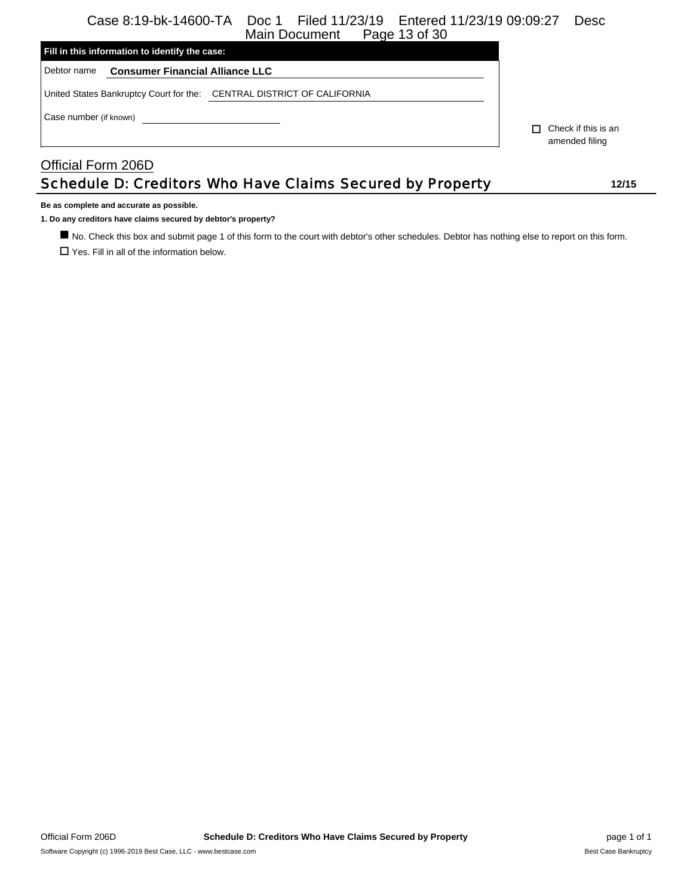**Fill in this information to identify the case:**

Debtor name **Consumer Financial Alliance LLC**

United States Bankruptcy Court for the: CENTRAL DISTRICT OF CALIFORNIA

Case number (if known)

☐ Check if this is an amended filing

Official Form 206D

# Schedule D: Creditors Who Have Claims Secured by Property

**12/15**

**Be as complete and accurate as possible.**

**1. Do any creditors have claims secured by debtor's property?**

■ No. Check this box and submit page 1 of this form to the court with debtor's other schedules. Debtor has nothing else to report on this form.

☐ Yes. Fill in all of the information below.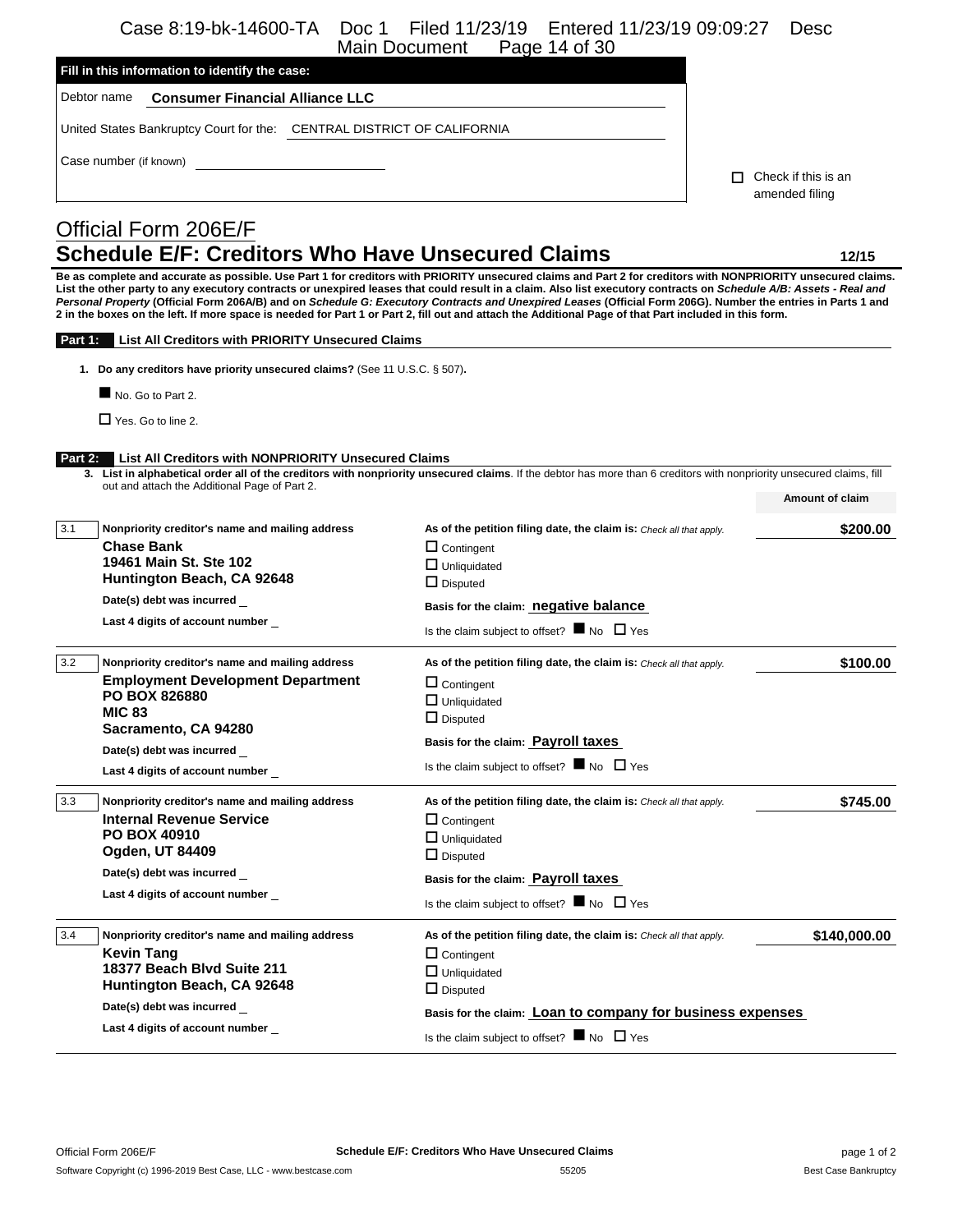**Fill in this information to identify the case:**

Debtor name **Consumer Financial Alliance LLC**

United States Bankruptcy Court for the: CENTRAL DISTRICT OF CALIFORNIA

Case number (if known)

☐ Check if this is an amended filing

# Official Form 206E/F

## Schedule E/F: Creditors Who Have Unsecured Claims

**12/15**

**Be as complete and accurate as possible. Use Part 1 for creditors with PRIORITY unsecured claims and Part 2 for creditors with NONPRIORITY unsecured claims. List the other party to any executory contracts or unexpired leases that could result in a claim. Also list executory contracts on *Schedule A/B: Assets - Real and Personal Property* (Official Form 206A/B) and on *Schedule G: Executory Contracts and Unexpired Leases* (Official Form 206G). Number the entries in Parts 1 and 2 in the boxes on the left. If more space is needed for Part 1 or Part 2, fill out and attach the Additional Page of that Part included in this form.**

### Part 1: List All Creditors with PRIORITY Unsecured Claims

1. **Do any creditors have priority unsecured claims?** (See 11 U.S.C. § 507).

■ No. Go to Part 2.

☐ Yes. Go to line 2.

### Part 2: List All Creditors with NONPRIORITY Unsecured Claims

3. **List in alphabetical order all of the creditors with nonpriority unsecured claims**. If the debtor has more than 6 creditors with nonpriority unsecured claims, fill out and attach the Additional Page of Part 2.

| | Nonpriority creditor's name and mailing address | As of the petition filing date, the claim is: *Check all that apply.* | Amount of claim |
|---|---|---|---|
| 3.1 | **Chase Bank**<br>**19461 Main St. Ste 102**<br>**Huntington Beach, CA 92648**<br>**Date(s) debt was incurred** _<br>**Last 4 digits of account number** _ | ☐ Contingent<br>☐ Unliquidated<br>☐ Disputed<br>**Basis for the claim:** **negative balance**<br>Is the claim subject to offset? ■ No ☐ Yes | **$200.00** |
| 3.2 | **Employment Development Department**<br>**PO BOX 826880**<br>**MIC 83**<br>**Sacramento, CA 94280**<br>**Date(s) debt was incurred** _<br>**Last 4 digits of account number** _ | ☐ Contingent<br>☐ Unliquidated<br>☐ Disputed<br>**Basis for the claim:** **Payroll taxes**<br>Is the claim subject to offset? ■ No ☐ Yes | **$100.00** |
| 3.3 | **Internal Revenue Service**<br>**PO BOX 40910**<br>**Ogden, UT 84409**<br>**Date(s) debt was incurred** _<br>**Last 4 digits of account number** _ | ☐ Contingent<br>☐ Unliquidated<br>☐ Disputed<br>**Basis for the claim:** **Payroll taxes**<br>Is the claim subject to offset? ■ No ☐ Yes | **$745.00** |
| 3.4 | **Kevin Tang**<br>**18377 Beach Blvd Suite 211**<br>**Huntington Beach, CA 92648**<br>**Date(s) debt was incurred** _<br>**Last 4 digits of account number** _ | ☐ Contingent<br>☐ Unliquidated<br>☐ Disputed<br>**Basis for the claim:** **Loan to company for business expenses**<br>Is the claim subject to offset? ■ No ☐ Yes | **$140,000.00** |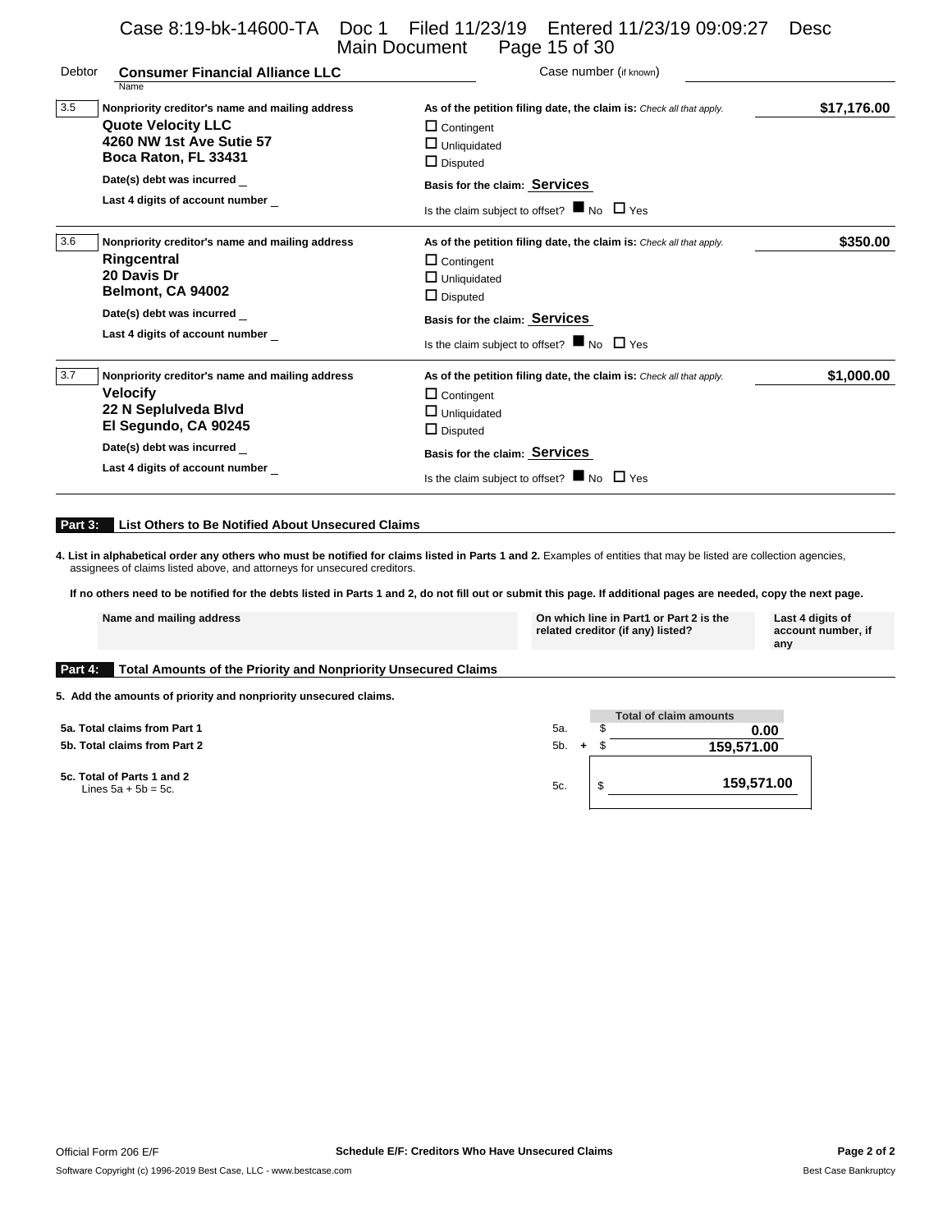Debtor **Consumer Financial Alliance LLC** Case number (if known)

| | Nonpriority creditor's name and mailing address | As of the petition filing date, the claim is: *Check all that apply.* | Amount |
|---|---|---|---|
| 3.5 | **Quote Velocity LLC**<br>**4260 NW 1st Ave Sutie 57**<br>**Boca Raton, FL 33431**<br>Date(s) debt was incurred _<br>Last 4 digits of account number _ | ☐ Contingent<br>☐ Unliquidated<br>☐ Disputed<br>Basis for the claim: **Services**<br>Is the claim subject to offset? ■ No ☐ Yes | **$17,176.00** |
| 3.6 | **Ringcentral**<br>**20 Davis Dr**<br>**Belmont, CA 94002**<br>Date(s) debt was incurred _<br>Last 4 digits of account number _ | ☐ Contingent<br>☐ Unliquidated<br>☐ Disputed<br>Basis for the claim: **Services**<br>Is the claim subject to offset? ■ No ☐ Yes | **$350.00** |
| 3.7 | **Velocify**<br>**22 N Seplulveda Blvd**<br>**El Segundo, CA 90245**<br>Date(s) debt was incurred _<br>Last 4 digits of account number _ | ☐ Contingent<br>☐ Unliquidated<br>☐ Disputed<br>Basis for the claim: **Services**<br>Is the claim subject to offset? ■ No ☐ Yes | **$1,000.00** |

## Part 3: List Others to Be Notified About Unsecured Claims

**4. List in alphabetical order any others who must be notified for claims listed in Parts 1 and 2.** Examples of entities that may be listed are collection agencies, assignees of claims listed above, and attorneys for unsecured creditors.

**If no others need to be notified for the debts listed in Parts 1 and 2, do not fill out or submit this page. If additional pages are needed, copy the next page.**

| Name and mailing address | On which line in Part1 or Part 2 is the related creditor (if any) listed? | Last 4 digits of account number, if any |
|---|---|---|

## Part 4: Total Amounts of the Priority and Nonpriority Unsecured Claims

**5. Add the amounts of priority and nonpriority unsecured claims.**

| | | Total of claim amounts |
|---|---|---|
| **5a. Total claims from Part 1** | 5a. | $ **0.00** |
| **5b. Total claims from Part 2** | 5b. + | $ **159,571.00** |
| **5c. Total of Parts 1 and 2**<br>Lines 5a + 5b = 5c. | 5c. | $ **159,571.00** |

Official Form 206 E/F **Schedule E/F: Creditors Who Have Unsecured Claims**

Software Copyright (c) 1996-2019 Best Case, LLC - www.bestcase.com Best Case Bankruptcy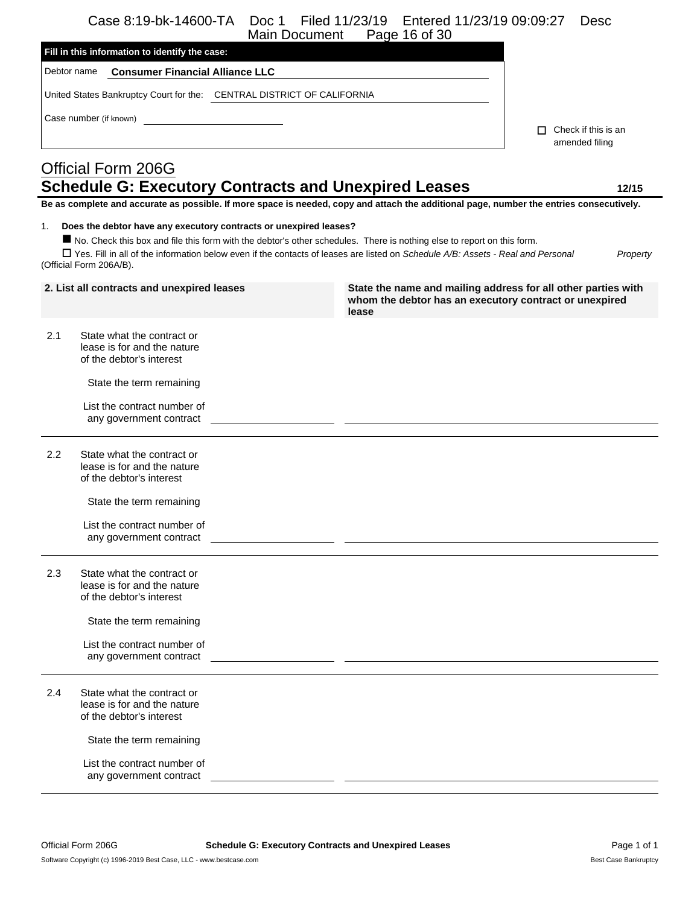**Fill in this information to identify the case:**

Debtor name **Consumer Financial Alliance LLC**

United States Bankruptcy Court for the: CENTRAL DISTRICT OF CALIFORNIA

Case number (if known) ____________________

☐ Check if this is an amended filing

## Official Form 206G
# Schedule G: Executory Contracts and Unexpired Leases

**12/15**

**Be as complete and accurate as possible. If more space is needed, copy and attach the additional page, number the entries consecutively.**

1. **Does the debtor have any executory contracts or unexpired leases?**

■ No. Check this box and file this form with the debtor's other schedules. There is nothing else to report on this form.

☐ Yes. Fill in all of the information below even if the contacts of leases are listed on *Schedule A/B: Assets - Real and Personal Property* (Official Form 206A/B).

| 2. List all contracts and unexpired leases | | State the name and mailing address for all other parties with whom the debtor has an executory contract or unexpired lease |
|---|---|---|
| 2.1 | State what the contract or lease is for and the nature of the debtor's interest | |
| | State the term remaining | |
| | List the contract number of any government contract | |
| 2.2 | State what the contract or lease is for and the nature of the debtor's interest | |
| | State the term remaining | |
| | List the contract number of any government contract | |
| 2.3 | State what the contract or lease is for and the nature of the debtor's interest | |
| | State the term remaining | |
| | List the contract number of any government contract | |
| 2.4 | State what the contract or lease is for and the nature of the debtor's interest | |
| | State the term remaining | |
| | List the contract number of any government contract | |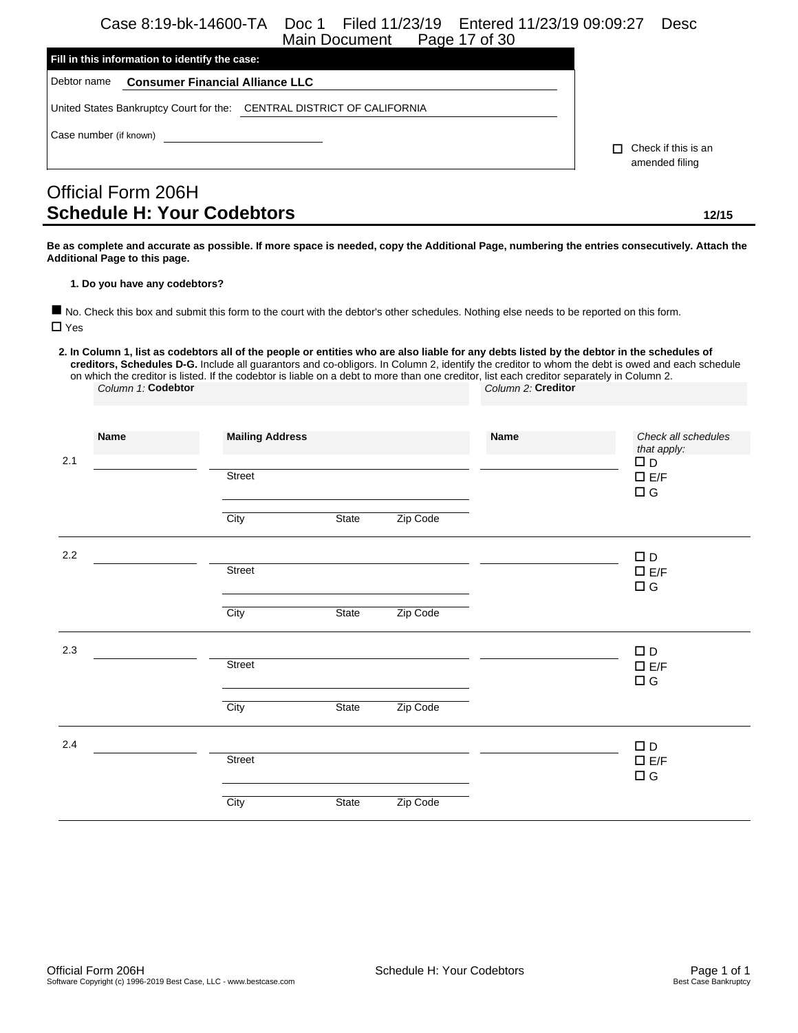**Fill in this information to identify the case:**

Debtor name **Consumer Financial Alliance LLC**

United States Bankruptcy Court for the: CENTRAL DISTRICT OF CALIFORNIA

Case number (if known)

☐ Check if this is an amended filing

# Official Form 206H
## Schedule H: Your Codebtors

12/15

**Be as complete and accurate as possible. If more space is needed, copy the Additional Page, numbering the entries consecutively. Attach the Additional Page to this page.**

**1. Do you have any codebtors?**

■ No. Check this box and submit this form to the court with the debtor's other schedules. Nothing else needs to be reported on this form.
☐ Yes

**2. In Column 1, list as codebtors all of the people or entities who are also liable for any debts listed by the debtor in the schedules of creditors, Schedules D-G.** Include all guarantors and co-obligors. In Column 2, identify the creditor to whom the debt is owed and each schedule on which the creditor is listed. If the codebtor is liable on a debt to more than one creditor, list each creditor separately in Column 2.

| | *Column 1:* **Codebtor** | | *Column 2:* **Creditor** | |
|---|---|---|---|---|
| | **Name** | **Mailing Address** | **Name** | *Check all schedules that apply:* |
| 2.1 | | Street<br>City State Zip Code | | ☐ D<br>☐ E/F<br>☐ G |
| 2.2 | | Street<br>City State Zip Code | | ☐ D<br>☐ E/F<br>☐ G |
| 2.3 | | Street<br>City State Zip Code | | ☐ D<br>☐ E/F<br>☐ G |
| 2.4 | | Street<br>City State Zip Code | | ☐ D<br>☐ E/F<br>☐ G |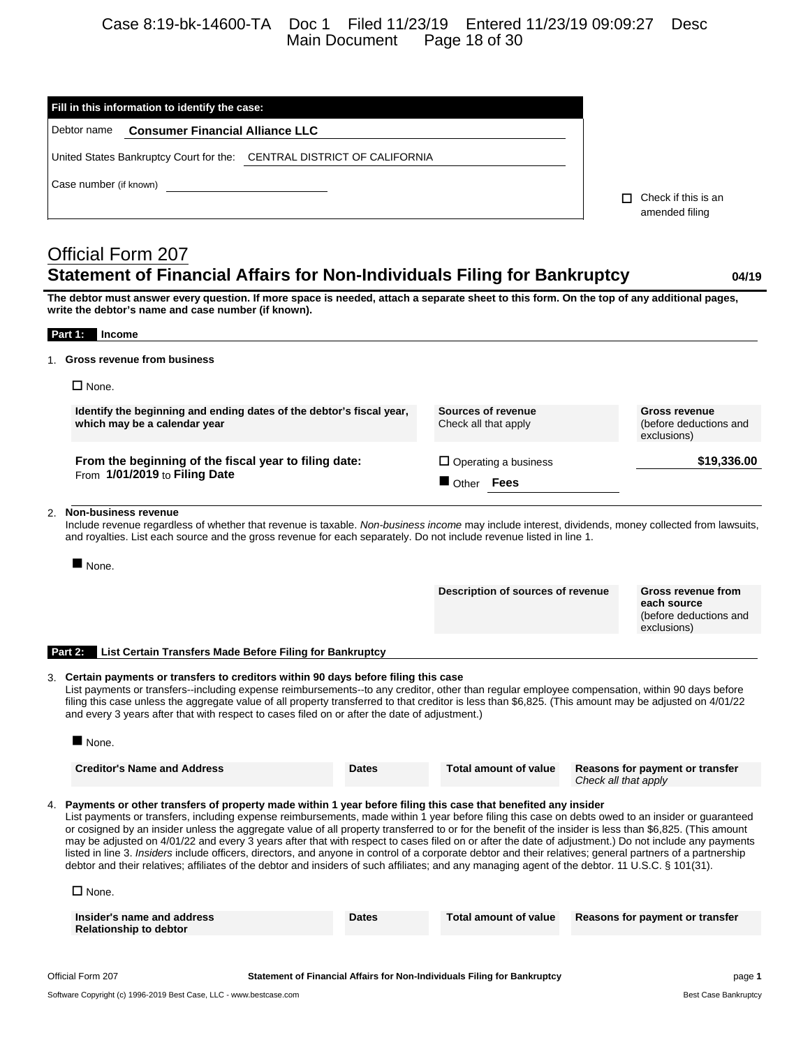**Fill in this information to identify the case:**

Debtor name **Consumer Financial Alliance LLC**

United States Bankruptcy Court for the: CENTRAL DISTRICT OF CALIFORNIA

Case number (if known)

☐ Check if this is an amended filing

# Official Form 207

## Statement of Financial Affairs for Non-Individuals Filing for Bankruptcy 04/19

**The debtor must answer every question. If more space is needed, attach a separate sheet to this form. On the top of any additional pages, write the debtor's name and case number (if known).**

### Part 1: Income

1. **Gross revenue from business**

☐ None.

| Identify the beginning and ending dates of the debtor's fiscal year, which may be a calendar year | Sources of revenue Check all that apply | Gross revenue (before deductions and exclusions) |
|---|---|---|
| **From the beginning of the fiscal year to filing date:** From **1/01/2019** to **Filing Date** | ☐ Operating a business ■ Other **Fees** | **$19,336.00** |

2. **Non-business revenue**
Include revenue regardless of whether that revenue is taxable. *Non-business income* may include interest, dividends, money collected from lawsuits, and royalties. List each source and the gross revenue for each separately. Do not include revenue listed in line 1.

■ None.

| Description of sources of revenue | Gross revenue from each source (before deductions and exclusions) |
|---|---|

### Part 2: List Certain Transfers Made Before Filing for Bankruptcy

3. **Certain payments or transfers to creditors within 90 days before filing this case**
List payments or transfers--including expense reimbursements--to any creditor, other than regular employee compensation, within 90 days before filing this case unless the aggregate value of all property transferred to that creditor is less than $6,825. (This amount may be adjusted on 4/01/22 and every 3 years after that with respect to cases filed on or after the date of adjustment.)

■ None.

| Creditor's Name and Address | Dates | Total amount of value | Reasons for payment or transfer *Check all that apply* |
|---|---|---|---|

4. **Payments or other transfers of property made within 1 year before filing this case that benefited any insider**
List payments or transfers, including expense reimbursements, made within 1 year before filing this case on debts owed to an insider or guaranteed or cosigned by an insider unless the aggregate value of all property transferred to or for the benefit of the insider is less than $6,825. (This amount may be adjusted on 4/01/22 and every 3 years after that with respect to cases filed on or after the date of adjustment.) Do not include any payments listed in line 3. *Insiders* include officers, directors, and anyone in control of a corporate debtor and their relatives; general partners of a partnership debtor and their relatives; affiliates of the debtor and insiders of such affiliates; and any managing agent of the debtor. 11 U.S.C. § 101(31).

☐ None.

| Insider's name and address Relationship to debtor | Dates | Total amount of value | Reasons for payment or transfer |
|---|---|---|---|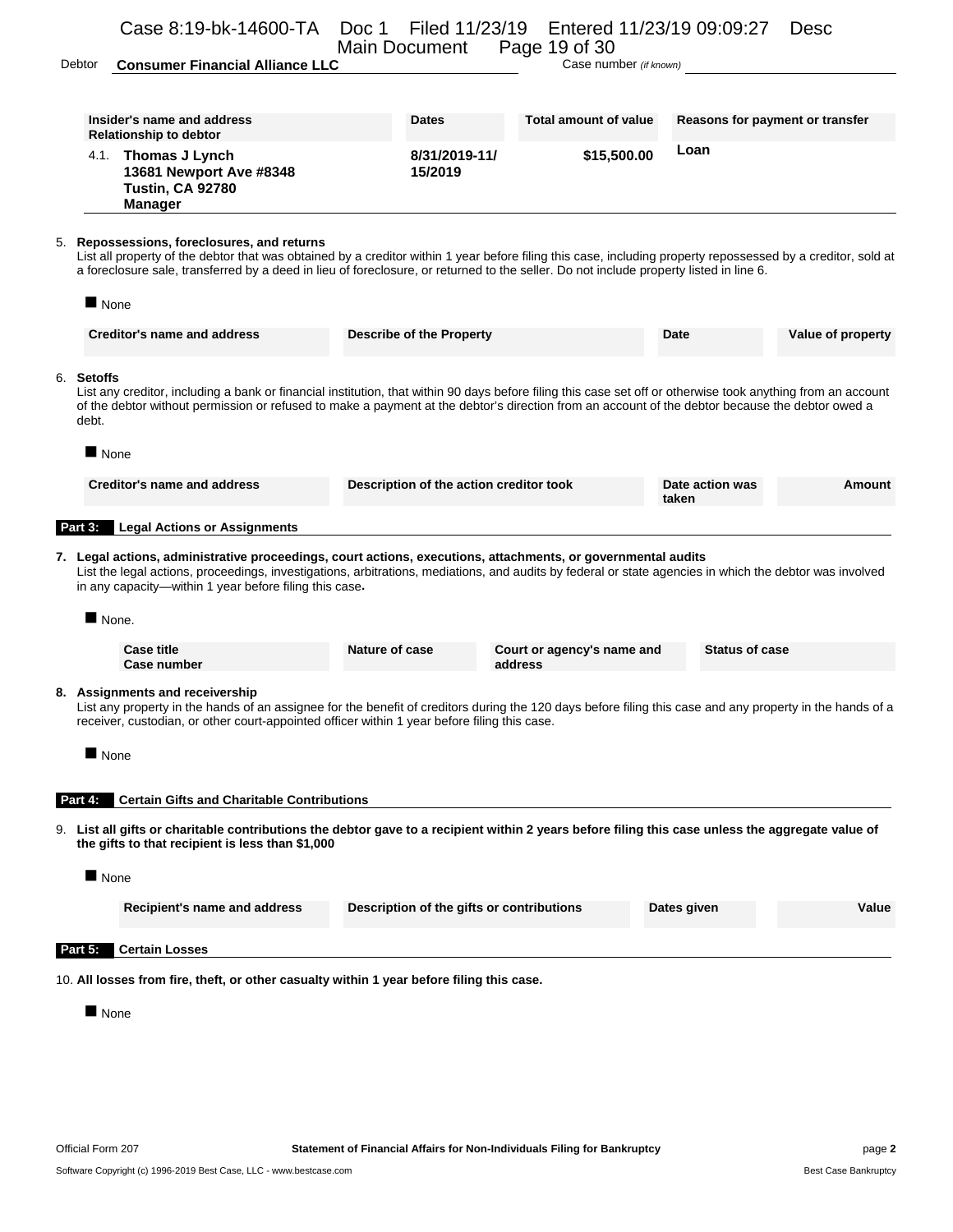Debtor **Consumer Financial Alliance LLC** Case number *(if known)*

| Insider's name and address<br>Relationship to debtor | Dates | Total amount of value | Reasons for payment or transfer |
|---|---|---|---|
| 4.1. **Thomas J Lynch**<br>**13681 Newport Ave #8348**<br>**Tustin, CA 92780**<br>**Manager** | **8/31/2019-11/15/2019** | **$15,500.00** | **Loan** |

5. **Repossessions, foreclosures, and returns**
List all property of the debtor that was obtained by a creditor within 1 year before filing this case, including property repossessed by a creditor, sold at a foreclosure sale, transferred by a deed in lieu of foreclosure, or returned to the seller. Do not include property listed in line 6.

■ None

| Creditor's name and address | Describe of the Property | Date | Value of property |
|---|---|---|---|

6. **Setoffs**
List any creditor, including a bank or financial institution, that within 90 days before filing this case set off or otherwise took anything from an account of the debtor without permission or refused to make a payment at the debtor's direction from an account of the debtor because the debtor owed a debt.

■ None

| Creditor's name and address | Description of the action creditor took | Date action was taken | Amount |
|---|---|---|---|

## Part 3: Legal Actions or Assignments

7. **Legal actions, administrative proceedings, court actions, executions, attachments, or governmental audits**
List the legal actions, proceedings, investigations, arbitrations, mediations, and audits by federal or state agencies in which the debtor was involved in any capacity—within 1 year before filing this case.

■ None.

| Case title<br>Case number | Nature of case | Court or agency's name and address | Status of case |
|---|---|---|---|

8. **Assignments and receivership**
List any property in the hands of an assignee for the benefit of creditors during the 120 days before filing this case and any property in the hands of a receiver, custodian, or other court-appointed officer within 1 year before filing this case.

■ None

## Part 4: Certain Gifts and Charitable Contributions

9. **List all gifts or charitable contributions the debtor gave to a recipient within 2 years before filing this case unless the aggregate value of the gifts to that recipient is less than $1,000**

■ None

| Recipient's name and address | Description of the gifts or contributions | Dates given | Value |
|---|---|---|---|

## Part 5: Certain Losses

10. **All losses from fire, theft, or other casualty within 1 year before filing this case.**

■ None

Official Form 207 — Statement of Financial Affairs for Non-Individuals Filing for Bankruptcy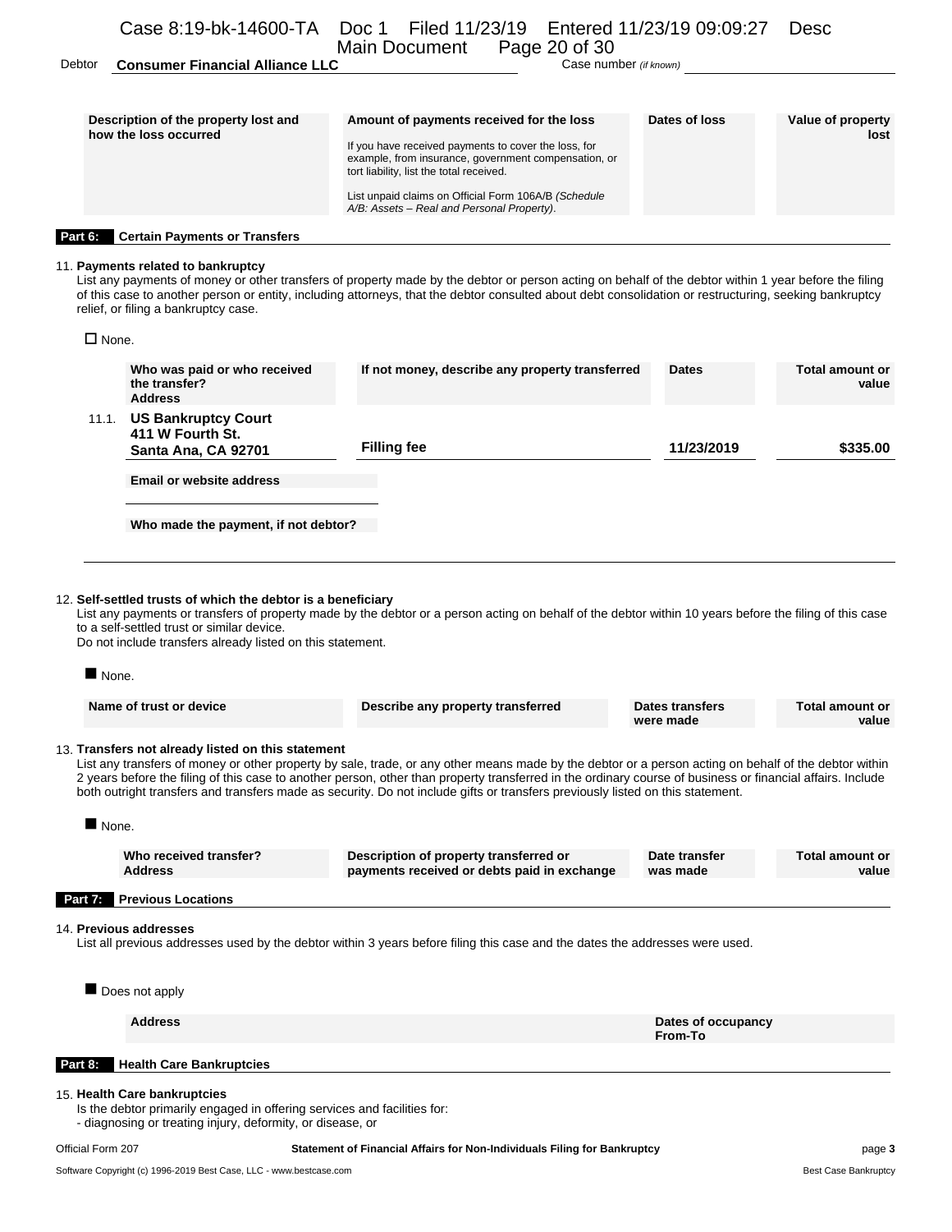Debtor **Consumer Financial Alliance LLC** Case number *(if known)*

| Description of the property lost and how the loss occurred | Amount of payments received for the loss<br>If you have received payments to cover the loss, for example, from insurance, government compensation, or tort liability, list the total received.<br>List unpaid claims on Official Form 106A/B *(Schedule A/B: Assets – Real and Personal Property)*. | Dates of loss | Value of property lost |
|---|---|---|---|

**Part 6: Certain Payments or Transfers**

11. **Payments related to bankruptcy**

List any payments of money or other transfers of property made by the debtor or person acting on behalf of the debtor within 1 year before the filing of this case to another person or entity, including attorneys, that the debtor consulted about debt consolidation or restructuring, seeking bankruptcy relief, or filing a bankruptcy case.

☐ None.

| | Who was paid or who received the transfer? Address | If not money, describe any property transferred | Dates | Total amount or value |
|---|---|---|---|---|
| 11.1. | **US Bankruptcy Court**<br>**411 W Fourth St.**<br>**Santa Ana, CA 92701** | **Filling fee** | **11/23/2019** | **$335.00** |
| | **Email or website address** | | | |
| | **Who made the payment, if not debtor?** | | | |

12. **Self-settled trusts of which the debtor is a beneficiary**

List any payments or transfers of property made by the debtor or a person acting on behalf of the debtor within 10 years before the filing of this case to a self-settled trust or similar device.
Do not include transfers already listed on this statement.

■ None.

| Name of trust or device | Describe any property transferred | Dates transfers were made | Total amount or value |
|---|---|---|---|

13. **Transfers not already listed on this statement**

List any transfers of money or other property by sale, trade, or any other means made by the debtor or a person acting on behalf of the debtor within 2 years before the filing of this case to another person, other than property transferred in the ordinary course of business or financial affairs. Include both outright transfers and transfers made as security. Do not include gifts or transfers previously listed on this statement.

■ None.

| Who received transfer? Address | Description of property transferred or payments received or debts paid in exchange | Date transfer was made | Total amount or value |
|---|---|---|---|

**Part 7: Previous Locations**

14. **Previous addresses**

List all previous addresses used by the debtor within 3 years before filing this case and the dates the addresses were used.

■ Does not apply

| Address | Dates of occupancy From-To |
|---|---|

**Part 8: Health Care Bankruptcies**

15. **Health Care bankruptcies**

Is the debtor primarily engaged in offering services and facilities for:
- diagnosing or treating injury, deformity, or disease, or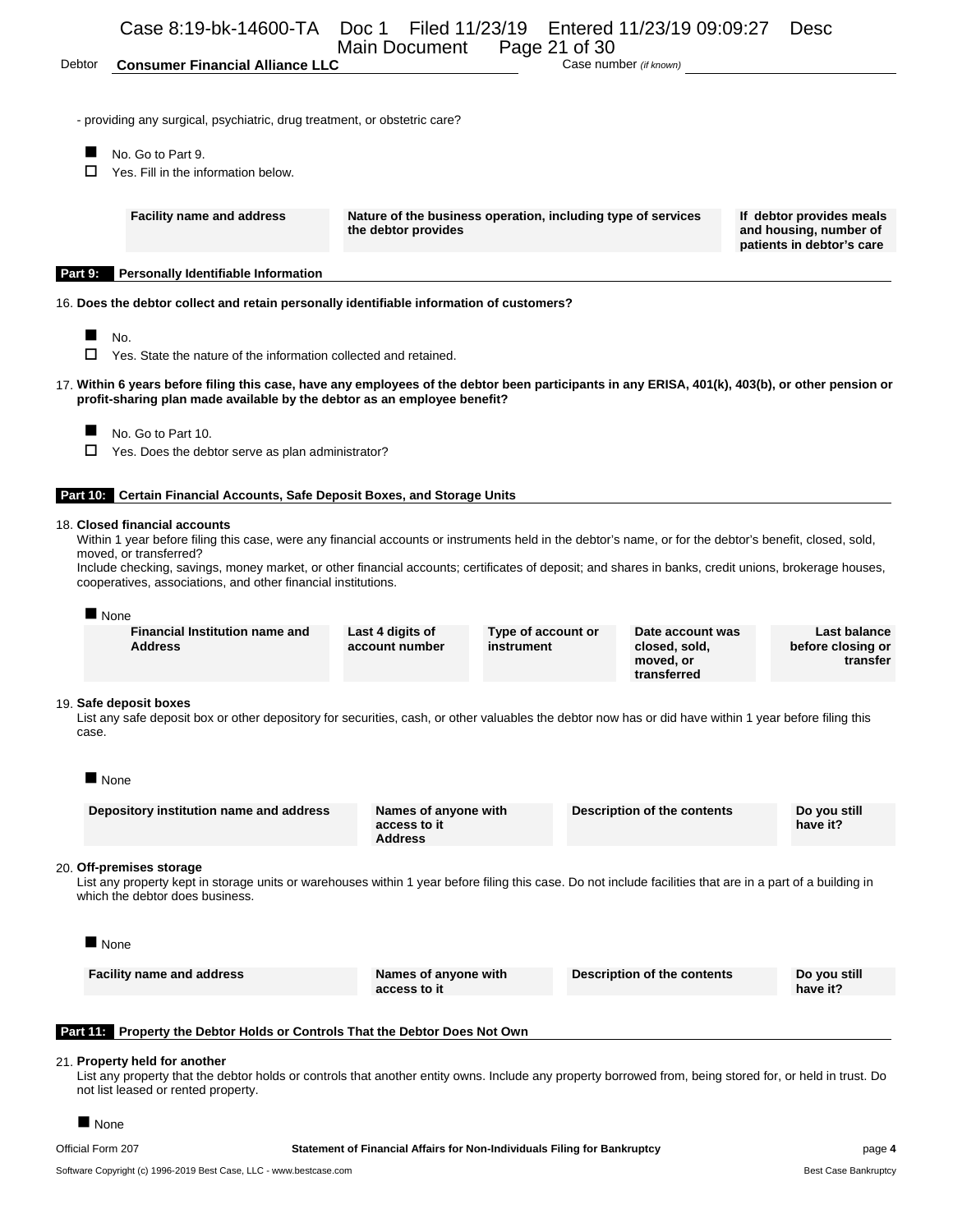Debtor **Consumer Financial Alliance LLC** Case number *(if known)*

- providing any surgical, psychiatric, drug treatment, or obstetric care?

■ No. Go to Part 9.
☐ Yes. Fill in the information below.

| Facility name and address | Nature of the business operation, including type of services the debtor provides | If debtor provides meals and housing, number of patients in debtor's care |
|---|---|---|

**Part 9: Personally Identifiable Information**

16. **Does the debtor collect and retain personally identifiable information of customers?**

■ No.
☐ Yes. State the nature of the information collected and retained.

17. **Within 6 years before filing this case, have any employees of the debtor been participants in any ERISA, 401(k), 403(b), or other pension or profit-sharing plan made available by the debtor as an employee benefit?**

■ No. Go to Part 10.
☐ Yes. Does the debtor serve as plan administrator?

**Part 10: Certain Financial Accounts, Safe Deposit Boxes, and Storage Units**

18. **Closed financial accounts**
Within 1 year before filing this case, were any financial accounts or instruments held in the debtor's name, or for the debtor's benefit, closed, sold, moved, or transferred?
Include checking, savings, money market, or other financial accounts; certificates of deposit; and shares in banks, credit unions, brokerage houses, cooperatives, associations, and other financial institutions.

■ None

| Financial Institution name and Address | Last 4 digits of account number | Type of account or instrument | Date account was closed, sold, moved, or transferred | Last balance before closing or transfer |
|---|---|---|---|---|

19. **Safe deposit boxes**
List any safe deposit box or other depository for securities, cash, or other valuables the debtor now has or did have within 1 year before filing this case.

■ None

| Depository institution name and address | Names of anyone with access to it Address | Description of the contents | Do you still have it? |
|---|---|---|---|

20. **Off-premises storage**
List any property kept in storage units or warehouses within 1 year before filing this case. Do not include facilities that are in a part of a building in which the debtor does business.

■ None

| Facility name and address | Names of anyone with access to it | Description of the contents | Do you still have it? |
|---|---|---|---|

**Part 11: Property the Debtor Holds or Controls That the Debtor Does Not Own**

21. **Property held for another**
List any property that the debtor holds or controls that another entity owns. Include any property borrowed from, being stored for, or held in trust. Do not list leased or rented property.

■ None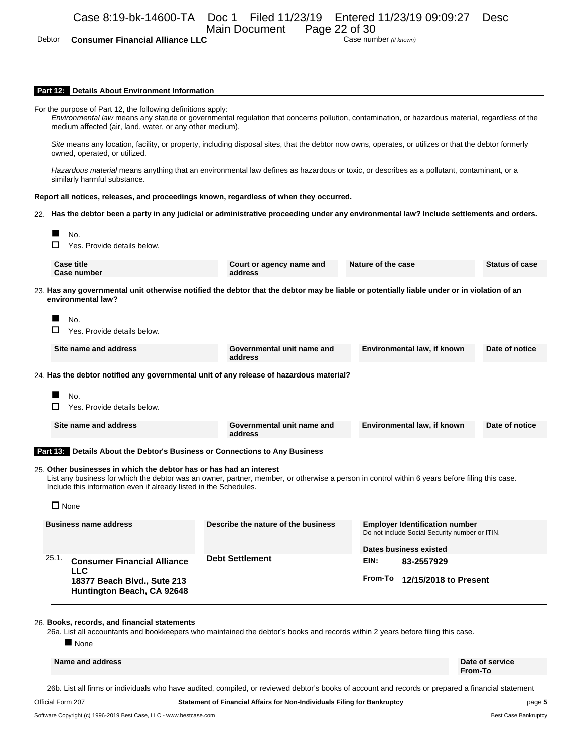Debtor **Consumer Financial Alliance LLC** Case number *(if known)*

## Part 12: Details About Environment Information

For the purpose of Part 12, the following definitions apply:

*Environmental law* means any statute or governmental regulation that concerns pollution, contamination, or hazardous material, regardless of the medium affected (air, land, water, or any other medium).

*Site* means any location, facility, or property, including disposal sites, that the debtor now owns, operates, or utilizes or that the debtor formerly owned, operated, or utilized.

*Hazardous material* means anything that an environmental law defines as hazardous or toxic, or describes as a pollutant, contaminant, or a similarly harmful substance.

**Report all notices, releases, and proceedings known, regardless of when they occurred.**

22. **Has the debtor been a party in any judicial or administrative proceeding under any environmental law? Include settlements and orders.**

■ No.
☐ Yes. Provide details below.

| Case title<br>Case number | Court or agency name and address | Nature of the case | Status of case |
|---|---|---|---|

23. **Has any governmental unit otherwise notified the debtor that the debtor may be liable or potentially liable under or in violation of an environmental law?**

■ No.
☐ Yes. Provide details below.

| Site name and address | Governmental unit name and address | Environmental law, if known | Date of notice |
|---|---|---|---|

24. **Has the debtor notified any governmental unit of any release of hazardous material?**

■ No.
☐ Yes. Provide details below.

| Site name and address | Governmental unit name and address | Environmental law, if known | Date of notice |
|---|---|---|---|

## Part 13: Details About the Debtor's Business or Connections to Any Business

25. **Other businesses in which the debtor has or has had an interest**
List any business for which the debtor was an owner, partner, member, or otherwise a person in control within 6 years before filing this case. Include this information even if already listed in the Schedules.

☐ None

| Business name address | Describe the nature of the business | Employer Identification number<br>Do not include Social Security number or ITIN.<br>Dates business existed |
|---|---|---|
| 25.1. **Consumer Financial Alliance LLC**<br>**18377 Beach Blvd., Sute 213**<br>**Huntington Beach, CA 92648** | **Debt Settlement** | EIN: **83-2557929**<br>From-To **12/15/2018 to Present** |

26. **Books, records, and financial statements**
26a. List all accountants and bookkeepers who maintained the debtor's books and records within 2 years before filing this case.

■ None

| Name and address | Date of service<br>From-To |
|---|---|

26b. List all firms or individuals who have audited, compiled, or reviewed debtor's books of account and records or prepared a financial statement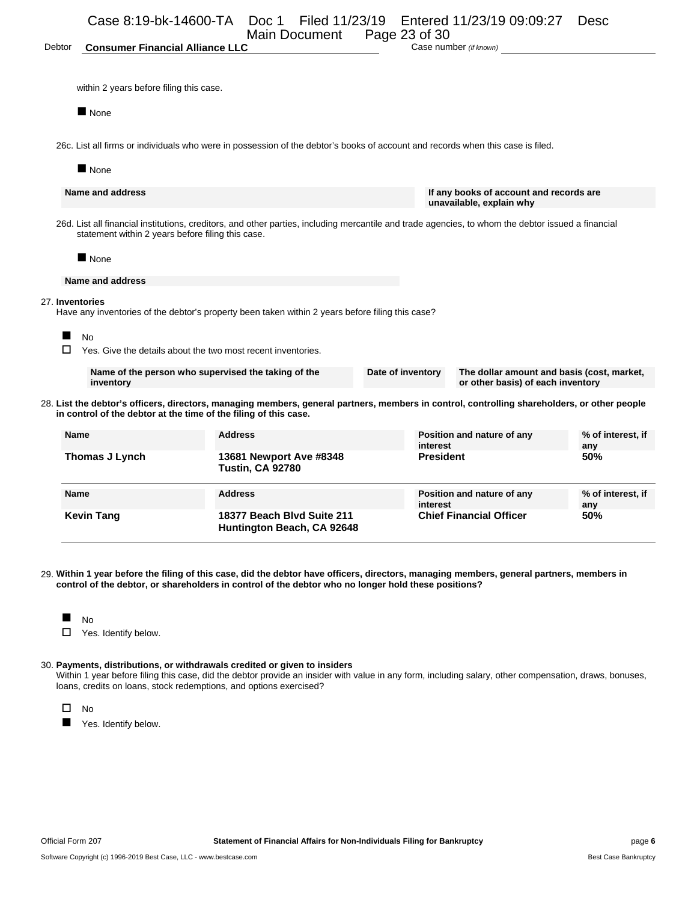Debtor **Consumer Financial Alliance LLC** Case number *(if known)*

within 2 years before filing this case.

■ None

26c. List all firms or individuals who were in possession of the debtor's books of account and records when this case is filed.

■ None

| Name and address | If any books of account and records are unavailable, explain why |
|---|---|

26d. List all financial institutions, creditors, and other parties, including mercantile and trade agencies, to whom the debtor issued a financial statement within 2 years before filing this case.

■ None

| Name and address |
|---|

27. **Inventories**
Have any inventories of the debtor's property been taken within 2 years before filing this case?

■ No
☐ Yes. Give the details about the two most recent inventories.

| Name of the person who supervised the taking of the inventory | Date of inventory | The dollar amount and basis (cost, market, or other basis) of each inventory |
|---|---|---|

28. **List the debtor's officers, directors, managing members, general partners, members in control, controlling shareholders, or other people in control of the debtor at the time of the filing of this case.**

| Name | Address | Position and nature of any interest | % of interest, if any |
|---|---|---|---|
| **Thomas J Lynch** | **13681 Newport Ave #8348 Tustin, CA 92780** | **President** | **50%** |

| Name | Address | Position and nature of any interest | % of interest, if any |
|---|---|---|---|
| **Kevin Tang** | **18377 Beach Blvd Suite 211 Huntington Beach, CA 92648** | **Chief Financial Officer** | **50%** |

29. **Within 1 year before the filing of this case, did the debtor have officers, directors, managing members, general partners, members in control of the debtor, or shareholders in control of the debtor who no longer hold these positions?**

■ No
☐ Yes. Identify below.

30. **Payments, distributions, or withdrawals credited or given to insiders**
Within 1 year before filing this case, did the debtor provide an insider with value in any form, including salary, other compensation, draws, bonuses, loans, credits on loans, stock redemptions, and options exercised?

☐ No
■ Yes. Identify below.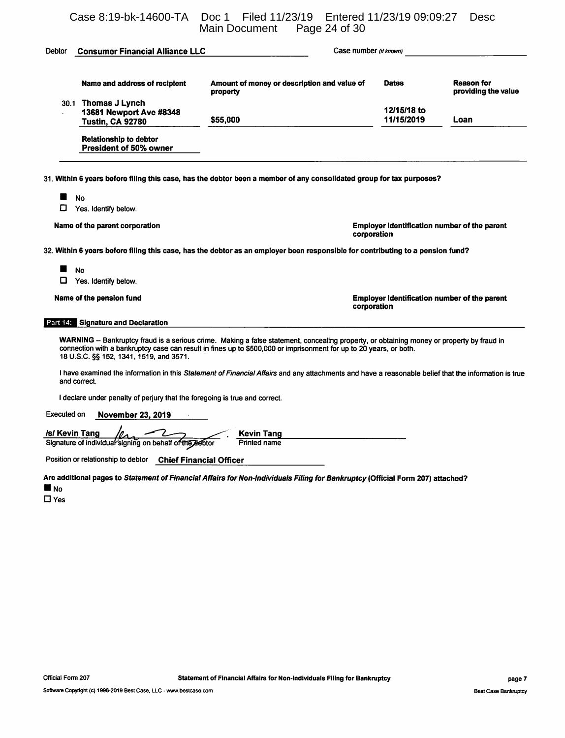Debtor **Consumer Financial Alliance LLC** Case number *(if known)*

| | Name and address of recipient | Amount of money or description and value of property | Dates | Reason for providing the value |
|---|---|---|---|---|
| 30.1 | **Thomas J Lynch**<br>**13681 Newport Ave #8348**<br>**Tustin, CA 92780** | **$55,000** | **12/15/18 to 11/15/2019** | **Loan** |
| | Relationship to debtor<br>**President of 50% owner** | | | |

**31. Within 6 years before filing this case, has the debtor been a member of any consolidated group for tax purposes?**

■ No
☐ Yes. Identify below.

**Name of the parent corporation** | **Employer Identification number of the parent corporation**

**32. Within 6 years before filing this case, has the debtor as an employer been responsible for contributing to a pension fund?**

■ No
☐ Yes. Identify below.

**Name of the pension fund** | **Employer Identification number of the parent corporation**

## Part 14: Signature and Declaration

**WARNING** -- Bankruptcy fraud is a serious crime. Making a false statement, concealing property, or obtaining money or property by fraud in connection with a bankruptcy case can result in fines up to $500,000 or imprisonment for up to 20 years, or both. 18 U.S.C. §§ 152, 1341, 1519, and 3571.

I have examined the information in this *Statement of Financial Affairs* and any attachments and have a reasonable belief that the information is true and correct.

I declare under penalty of perjury that the foregoing is true and correct.

Executed on **November 23, 2019**

**/s/ Kevin Tang** — **Kevin Tang**
Signature of individual signing on behalf of the debtor — Printed name

Position or relationship to debtor **Chief Financial Officer**

**Are additional pages to *Statement of Financial Affairs for Non-Individuals Filing for Bankruptcy* (Official Form 207) attached?**

■ No
☐ Yes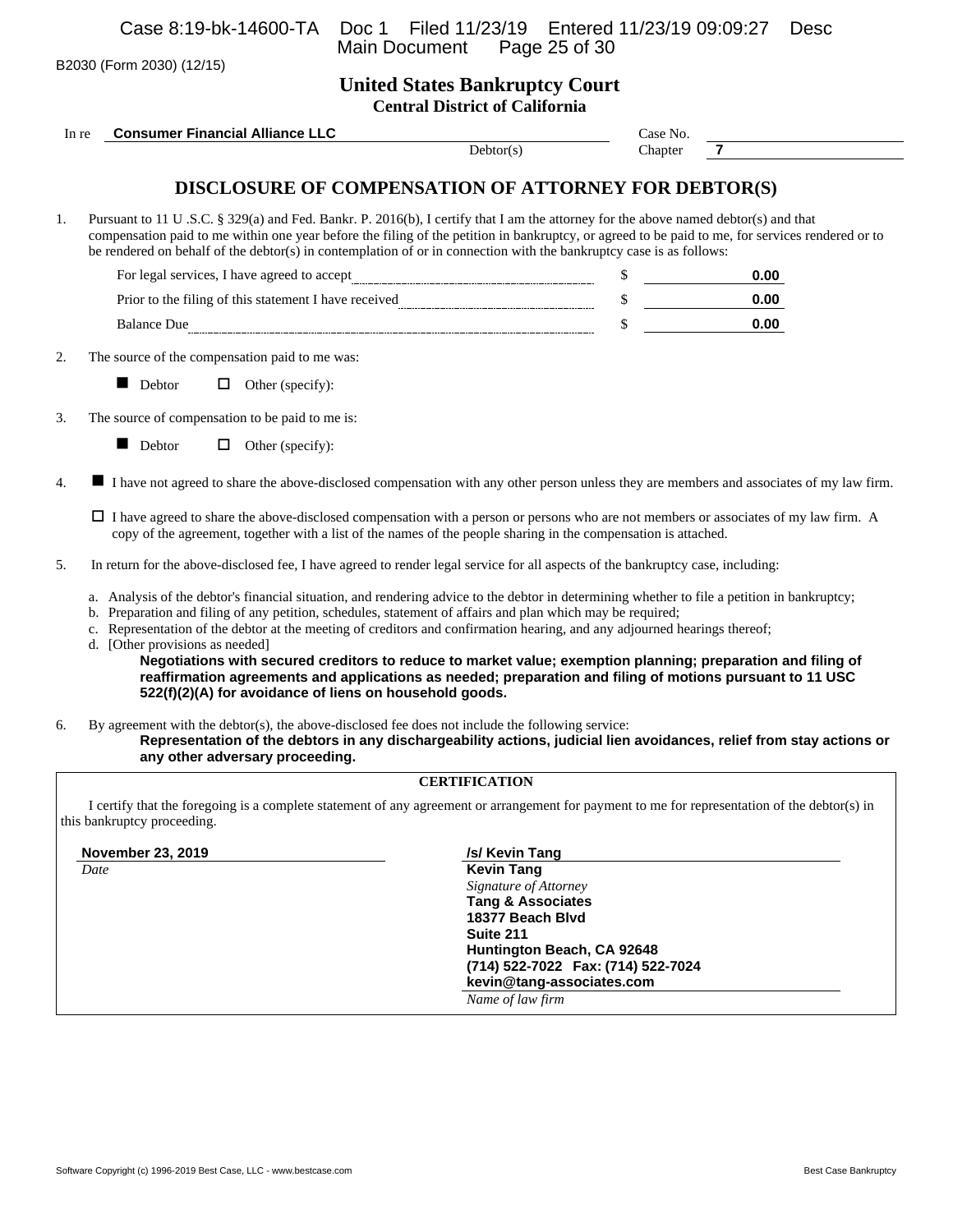B2030 (Form 2030) (12/15)

# United States Bankruptcy Court
## Central District of California

In re **Consumer Financial Alliance LLC** Debtor(s) Case No. Chapter **7**

## DISCLOSURE OF COMPENSATION OF ATTORNEY FOR DEBTOR(S)

1. Pursuant to 11 U .S.C. § 329(a) and Fed. Bankr. P. 2016(b), I certify that I am the attorney for the above named debtor(s) and that compensation paid to me within one year before the filing of the petition in bankruptcy, or agreed to be paid to me, for services rendered or to be rendered on behalf of the debtor(s) in contemplation of or in connection with the bankruptcy case is as follows:

| | | |
|---|---|---|
| For legal services, I have agreed to accept | $ | **0.00** |
| Prior to the filing of this statement I have received | $ | **0.00** |
| Balance Due | $ | **0.00** |

2. The source of the compensation paid to me was:

   ■ Debtor ☐ Other (specify):

3. The source of compensation to be paid to me is:

   ■ Debtor ☐ Other (specify):

4. ■ I have not agreed to share the above-disclosed compensation with any other person unless they are members and associates of my law firm.

   ☐ I have agreed to share the above-disclosed compensation with a person or persons who are not members or associates of my law firm. A copy of the agreement, together with a list of the names of the people sharing in the compensation is attached.

5. In return for the above-disclosed fee, I have agreed to render legal service for all aspects of the bankruptcy case, including:

   a. Analysis of the debtor's financial situation, and rendering advice to the debtor in determining whether to file a petition in bankruptcy;
   b. Preparation and filing of any petition, schedules, statement of affairs and plan which may be required;
   c. Representation of the debtor at the meeting of creditors and confirmation hearing, and any adjourned hearings thereof;
   d. [Other provisions as needed]
      **Negotiations with secured creditors to reduce to market value; exemption planning; preparation and filing of reaffirmation agreements and applications as needed; preparation and filing of motions pursuant to 11 USC 522(f)(2)(A) for avoidance of liens on household goods.**

6. By agreement with the debtor(s), the above-disclosed fee does not include the following service:
   **Representation of the debtors in any dischargeability actions, judicial lien avoidances, relief from stay actions or any other adversary proceeding.**

### CERTIFICATION

I certify that the foregoing is a complete statement of any agreement or arrangement for payment to me for representation of the debtor(s) in this bankruptcy proceeding.

**November 23, 2019**
*Date*

**/s/ Kevin Tang**
**Kevin Tang**
*Signature of Attorney*
**Tang & Associates**
**18377 Beach Blvd**
**Suite 211**
**Huntington Beach, CA 92648**
**(714) 522-7022 Fax: (714) 522-7024**
**kevin@tang-associates.com**
*Name of law firm*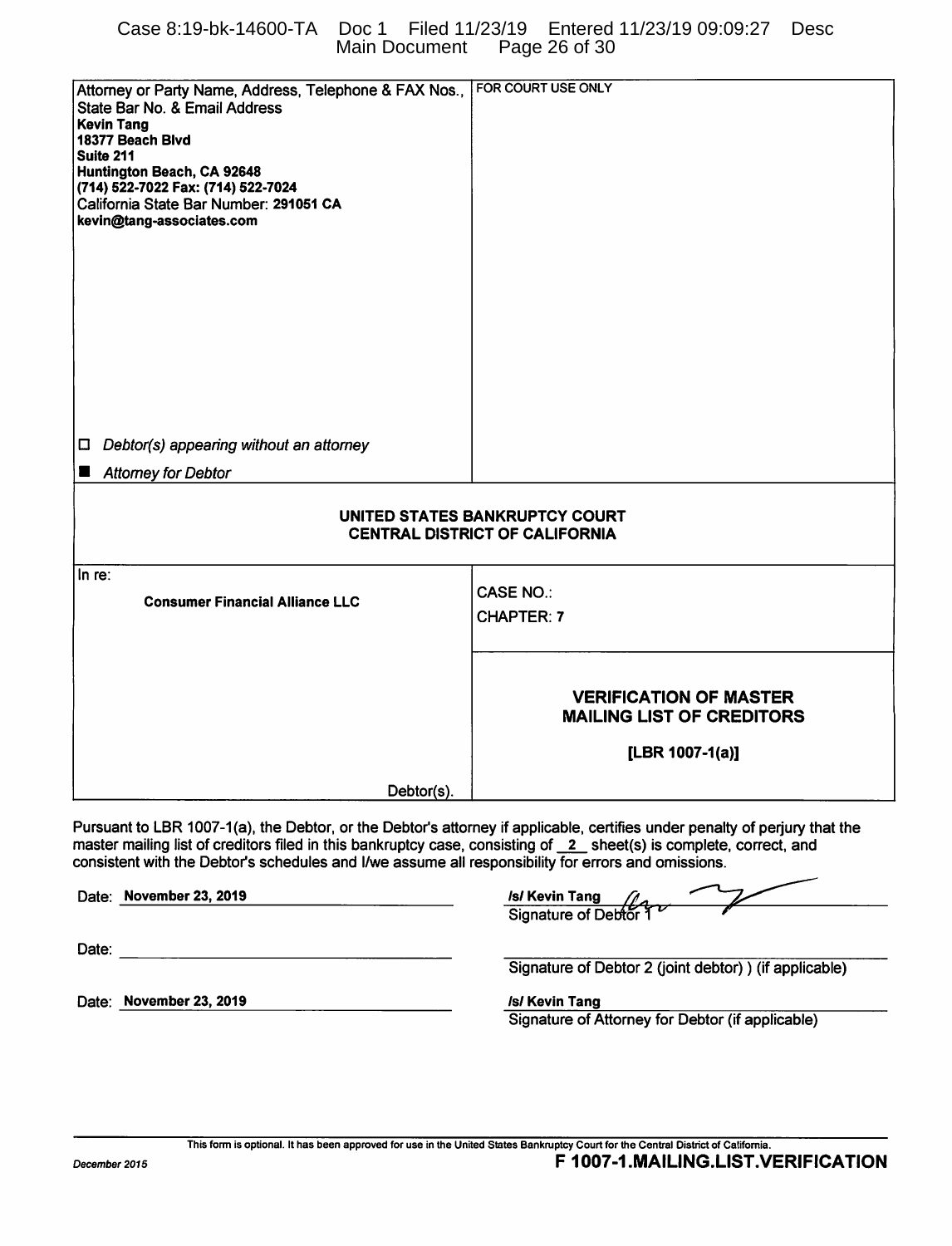| Attorney or Party Name, Address, Telephone & FAX Nos., State Bar No. & Email Address | FOR COURT USE ONLY |
|---|---|
| **Kevin Tang**<br>**18377 Beach Blvd**<br>**Suite 211**<br>**Huntington Beach, CA 92648**<br>**(714) 522-7022 Fax: (714) 522-7024**<br>California State Bar Number: **291051 CA**<br>**kevin@tang-associates.com** | |
| ☐ *Debtor(s) appearing without an attorney*<br>■ *Attorney for Debtor* | |

**UNITED STATES BANKRUPTCY COURT**
**CENTRAL DISTRICT OF CALIFORNIA**

| In re: | |
|---|---|
| **Consumer Financial Alliance LLC** | CASE NO.:<br>CHAPTER: **7** |
| Debtor(s). | **VERIFICATION OF MASTER MAILING LIST OF CREDITORS**<br>**[LBR 1007-1(a)]** |

Pursuant to LBR 1007-1(a), the Debtor, or the Debtor's attorney if applicable, certifies under penalty of perjury that the master mailing list of creditors filed in this bankruptcy case, consisting of 2 sheet(s) is complete, correct, and consistent with the Debtor's schedules and I/we assume all responsibility for errors and omissions.

Date: **November 23, 2019** — **/s/ Kevin Tang**
Signature of Debtor 1

Date: ______________________ — ______________________
Signature of Debtor 2 (joint debtor) ) (if applicable)

Date: **November 23, 2019** — **/s/ Kevin Tang**
Signature of Attorney for Debtor (if applicable)

This form is optional. It has been approved for use in the United States Bankruptcy Court for the Central District of California.

*December 2015* **F 1007-1.MAILING.LIST.VERIFICATION**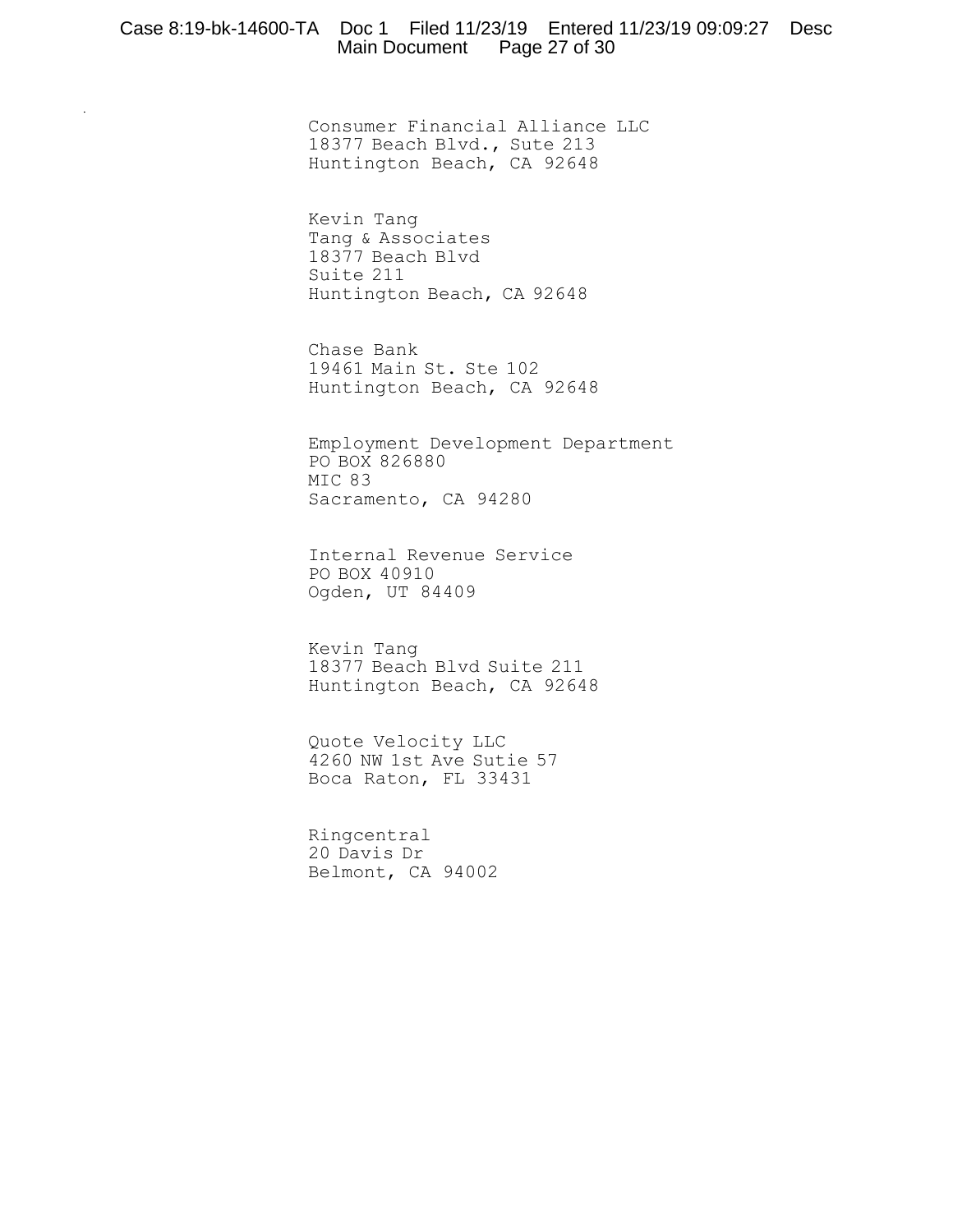Consumer Financial Alliance LLC
18377 Beach Blvd., Sute 213
Huntington Beach, CA 92648

Kevin Tang
Tang & Associates
18377 Beach Blvd
Suite 211
Huntington Beach, CA 92648

Chase Bank
19461 Main St. Ste 102
Huntington Beach, CA 92648

Employment Development Department
PO BOX 826880
MIC 83
Sacramento, CA 94280

Internal Revenue Service
PO BOX 40910
Ogden, UT 84409

Kevin Tang
18377 Beach Blvd Suite 211
Huntington Beach, CA 92648

Quote Velocity LLC
4260 NW 1st Ave Sutie 57
Boca Raton, FL 33431

Ringcentral
20 Davis Dr
Belmont, CA 94002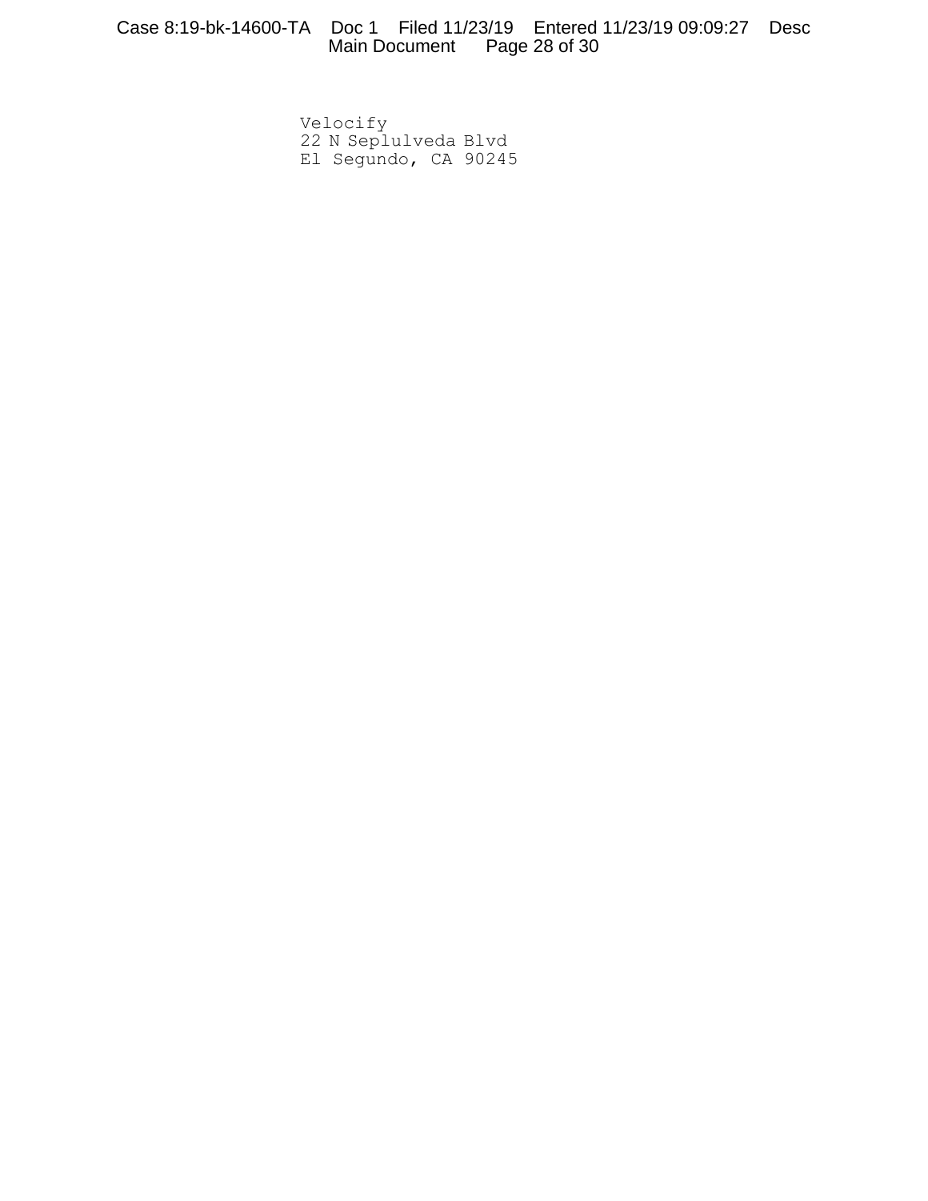Velocify
22 N Seplulveda Blvd
El Segundo, CA 90245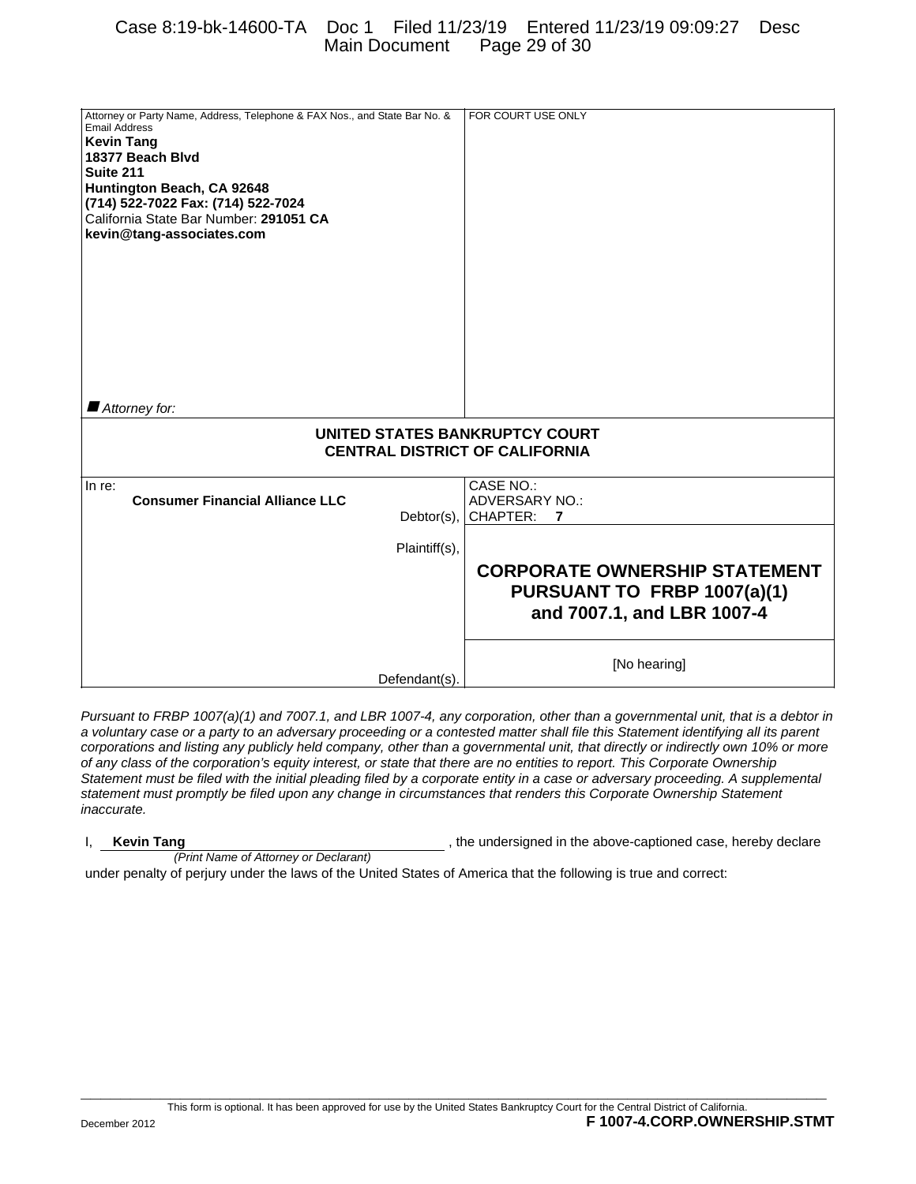| Attorney or Party Name, Address, Telephone & FAX Nos., and State Bar No. & Email Address | FOR COURT USE ONLY |
| --- | --- |
| **Kevin Tang**<br>**18377 Beach Blvd**<br>**Suite 211**<br>**Huntington Beach, CA 92648**<br>**(714) 522-7022 Fax: (714) 522-7024**<br>California State Bar Number: **291051 CA**<br>**kevin@tang-associates.com**<br><br>■ *Attorney for:* | |

**UNITED STATES BANKRUPTCY COURT**
**CENTRAL DISTRICT OF CALIFORNIA**

| | |
| --- | --- |
| In re:<br>**Consumer Financial Alliance LLC**<br>Debtor(s), | CASE NO.:<br>ADVERSARY NO.:<br>CHAPTER: **7** |
| Plaintiff(s), | **CORPORATE OWNERSHIP STATEMENT PURSUANT TO FRBP 1007(a)(1) and 7007.1, and LBR 1007-4** |
| Defendant(s). | [No hearing] |

*Pursuant to FRBP 1007(a)(1) and 7007.1, and LBR 1007-4, any corporation, other than a governmental unit, that is a debtor in a voluntary case or a party to an adversary proceeding or a contested matter shall file this Statement identifying all its parent corporations and listing any publicly held company, other than a governmental unit, that directly or indirectly own 10% or more of any class of the corporation's equity interest, or state that there are no entities to report. This Corporate Ownership Statement must be filed with the initial pleading filed by a corporate entity in a case or adversary proceeding. A supplemental statement must promptly be filed upon any change in circumstances that renders this Corporate Ownership Statement inaccurate.*

I, **Kevin Tang** , the undersigned in the above-captioned case, hereby declare
*(Print Name of Attorney or Declarant)*

under penalty of perjury under the laws of the United States of America that the following is true and correct:

This form is optional. It has been approved for use by the United States Bankruptcy Court for the Central District of California.

December 2012 **F 1007-4.CORP.OWNERSHIP.STMT**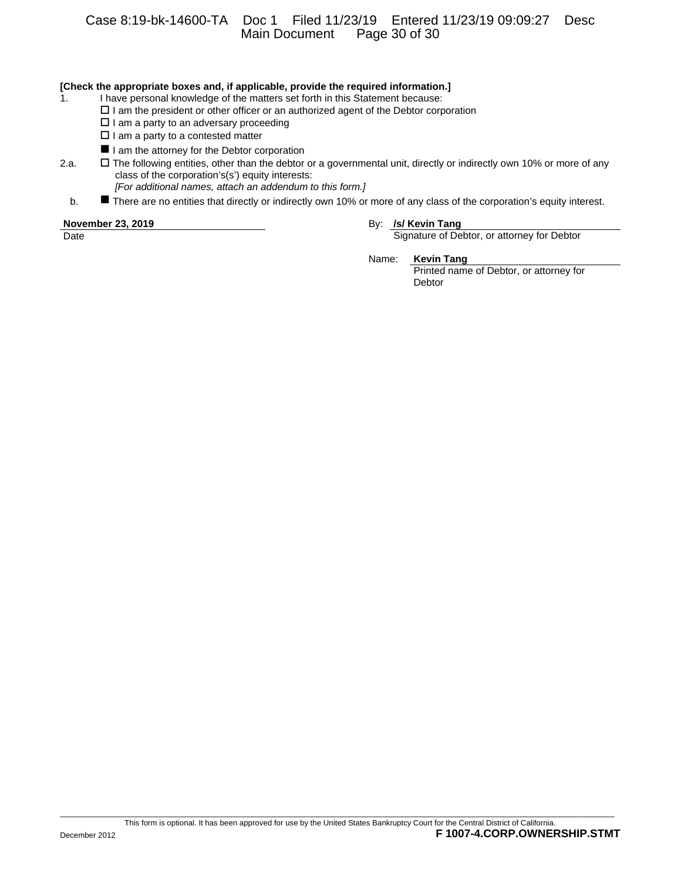**[Check the appropriate boxes and, if applicable, provide the required information.]**

1. I have personal knowledge of the matters set forth in this Statement because:
   - ☐ I am the president or other officer or an authorized agent of the Debtor corporation
   - ☐ I am a party to an adversary proceeding
   - ☐ I am a party to a contested matter
   - ■ I am the attorney for the Debtor corporation

2.a. ☐ The following entities, other than the debtor or a governmental unit, directly or indirectly own 10% or more of any class of the corporation's(s') equity interests:
*[For additional names, attach an addendum to this form.]*

b. ■ There are no entities that directly or indirectly own 10% or more of any class of the corporation's equity interest.

**November 23, 2019**
Date

By: **/s/ Kevin Tang**
Signature of Debtor, or attorney for Debtor

Name: **Kevin Tang**
Printed name of Debtor, or attorney for Debtor

This form is optional. It has been approved for use by the United States Bankruptcy Court for the Central District of California.

December 2012 **F 1007-4.CORP.OWNERSHIP.STMT**